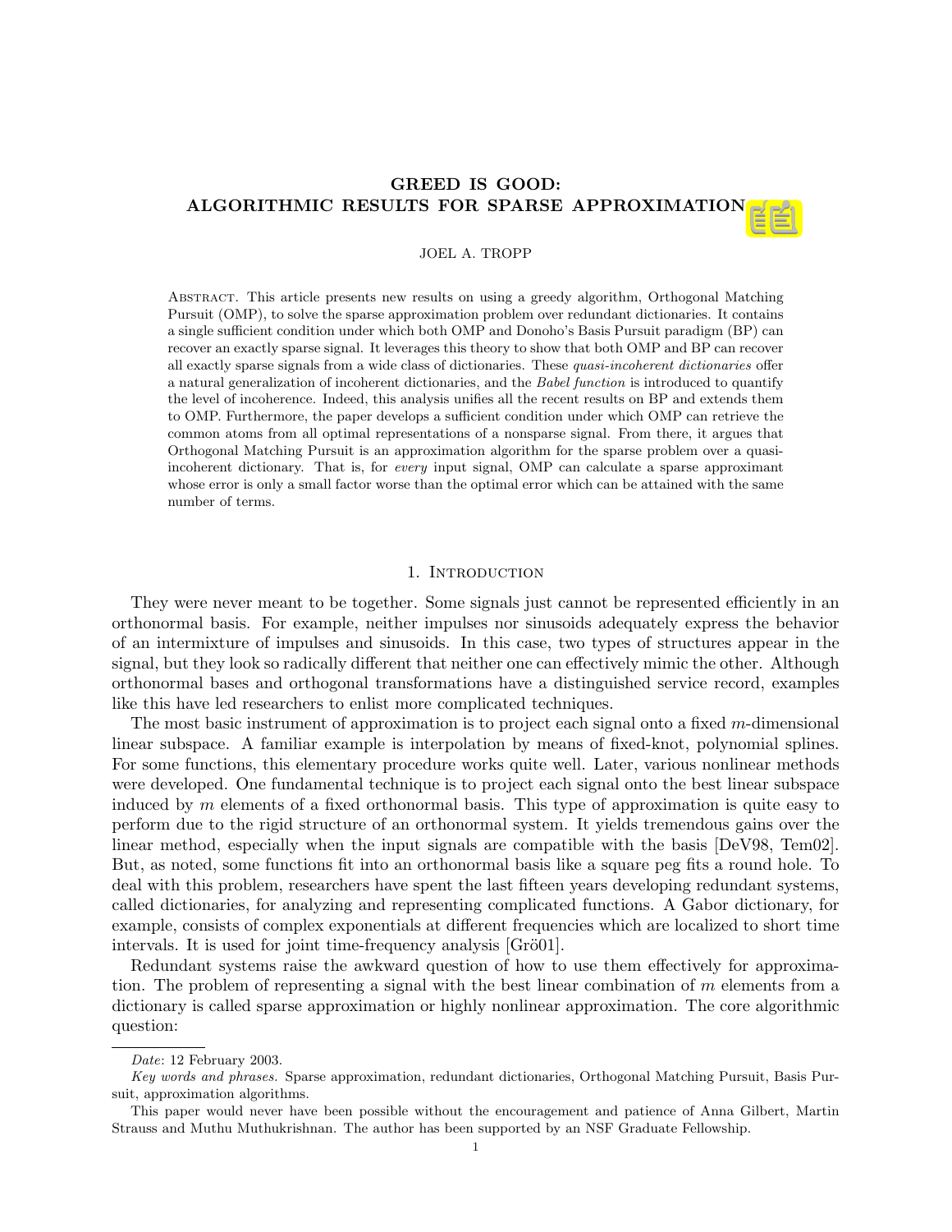# GREED IS GOOD: ALGORITHMIC RESULTS FOR SPARSE APPROXIMATION

JOEL A. TROPP

Abstract. This article presents new results on using a greedy algorithm, Orthogonal Matching Pursuit (OMP), to solve the sparse approximation problem over redundant dictionaries. It contains a single sufficient condition under which both OMP and Donoho's Basis Pursuit paradigm (BP) can recover an exactly sparse signal. It leverages this theory to show that both OMP and BP can recover all exactly sparse signals from a wide class of dictionaries. These *quasi-incoherent dictionaries* offer a natural generalization of incoherent dictionaries, and the *Babel function* is introduced to quantify the level of incoherence. Indeed, this analysis unifies all the recent results on BP and extends them to OMP. Furthermore, the paper develops a sufficient condition under which OMP can retrieve the common atoms from all optimal representations of a nonsparse signal. From there, it argues that Orthogonal Matching Pursuit is an approximation algorithm for the sparse problem over a quasi-incoherent dictionary. That is, for *every* input signal, OMP can calculate a sparse approximant whose error is only a small factor worse than the optimal error which can be attained with the same number of terms.

## 1. Introduction

They were never meant to be together. Some signals just cannot be represented efficiently in an orthonormal basis. For example, neither impulses nor sinusoids adequately express the behavior of an intermixture of impulses and sinusoids. In this case, two types of structures appear in the signal, but they look so radically different that neither one can effectively mimic the other. Although orthonormal bases and orthogonal transformations have a distinguished service record, examples like this have led researchers to enlist more complicated techniques.

The most basic instrument of approximation is to project each signal onto a fixed $m$-dimensional linear subspace. A familiar example is interpolation by means of fixed-knot, polynomial splines. For some functions, this elementary procedure works quite well. Later, various nonlinear methods were developed. One fundamental technique is to project each signal onto the best linear subspace induced by $m$ elements of a fixed orthonormal basis. This type of approximation is quite easy to perform due to the rigid structure of an orthonormal system. It yields tremendous gains over the linear method, especially when the input signals are compatible with the basis [DeV98, Tem02]. But, as noted, some functions fit into an orthonormal basis like a square peg fits a round hole. To deal with this problem, researchers have spent the last fifteen years developing redundant systems, called dictionaries, for analyzing and representing complicated functions. A Gabor dictionary, for example, consists of complex exponentials at different frequencies which are localized to short time intervals. It is used for joint time-frequency analysis [Grö01].

Redundant systems raise the awkward question of how to use them effectively for approximation. The problem of representing a signal with the best linear combination of $m$ elements from a dictionary is called sparse approximation or highly nonlinear approximation. The core algorithmic question:

---

*Date*: 12 February 2003.

*Key words and phrases.* Sparse approximation, redundant dictionaries, Orthogonal Matching Pursuit, Basis Pursuit, approximation algorithms.

This paper would never have been possible without the encouragement and patience of Anna Gilbert, Martin Strauss and Muthu Muthukrishnan. The author has been supported by an NSF Graduate Fellowship.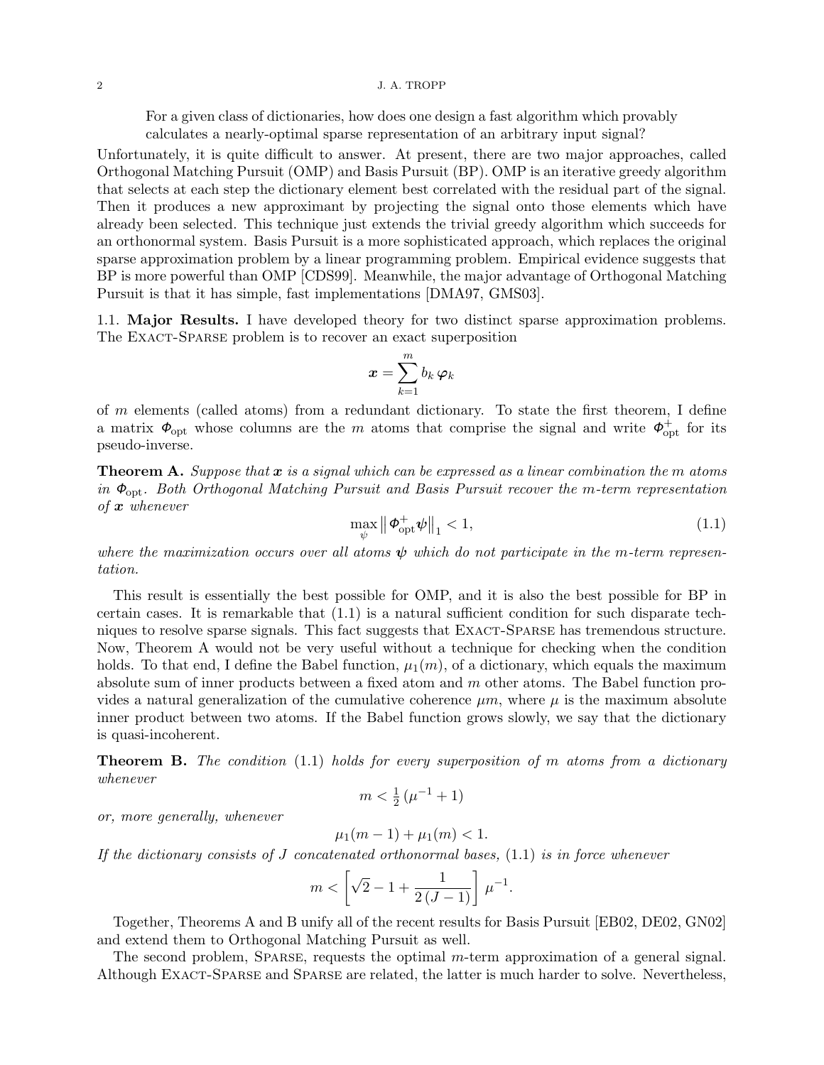For a given class of dictionaries, how does one design a fast algorithm which provably calculates a nearly-optimal sparse representation of an arbitrary input signal?

Unfortunately, it is quite difficult to answer. At present, there are two major approaches, called Orthogonal Matching Pursuit (OMP) and Basis Pursuit (BP). OMP is an iterative greedy algorithm that selects at each step the dictionary element best correlated with the residual part of the signal. Then it produces a new approximant by projecting the signal onto those elements which have already been selected. This technique just extends the trivial greedy algorithm which succeeds for an orthonormal system. Basis Pursuit is a more sophisticated approach, which replaces the original sparse approximation problem by a linear programming problem. Empirical evidence suggests that BP is more powerful than OMP [CDS99]. Meanwhile, the major advantage of Orthogonal Matching Pursuit is that it has simple, fast implementations [DMA97, GMS03].

### 1.1. Major Results.

I have developed theory for two distinct sparse approximation problems. The Exact-Sparse problem is to recover an exact superposition

$$\boldsymbol{x} = \sum_{k=1}^{m} b_k \, \boldsymbol{\varphi}_k$$

of $m$ elements (called atoms) from a redundant dictionary. To state the first theorem, I define a matrix $\boldsymbol{\Phi}_{\text{opt}}$ whose columns are the $m$ atoms that comprise the signal and write $\boldsymbol{\Phi}_{\text{opt}}^{+}$ for its pseudo-inverse.

**Theorem A.** *Suppose that $\boldsymbol{x}$ is a signal which can be expressed as a linear combination the $m$ atoms in $\boldsymbol{\Phi}_{\text{opt}}$. Both Orthogonal Matching Pursuit and Basis Pursuit recover the $m$-term representation of $\boldsymbol{x}$ whenever*

$$\max_{\psi} \left\| \boldsymbol{\Phi}_{\text{opt}}^{+} \boldsymbol{\psi} \right\|_1 < 1, \tag{1.1}$$

*where the maximization occurs over all atoms $\boldsymbol{\psi}$ which do not participate in the $m$-term representation.*

This result is essentially the best possible for OMP, and it is also the best possible for BP in certain cases. It is remarkable that (1.1) is a natural sufficient condition for such disparate techniques to resolve sparse signals. This fact suggests that Exact-Sparse has tremendous structure. Now, Theorem A would not be very useful without a technique for checking when the condition holds. To that end, I define the Babel function, $\mu_1(m)$, of a dictionary, which equals the maximum absolute sum of inner products between a fixed atom and $m$ other atoms. The Babel function provides a natural generalization of the cumulative coherence $\mu m$, where $\mu$ is the maximum absolute inner product between two atoms. If the Babel function grows slowly, we say that the dictionary is quasi-incoherent.

**Theorem B.** *The condition (1.1) holds for every superposition of $m$ atoms from a dictionary whenever*

$$m < \tfrac{1}{2} \left( \mu^{-1} + 1 \right)$$

*or, more generally, whenever*

$$\mu_1(m-1) + \mu_1(m) < 1.$$

*If the dictionary consists of $J$ concatenated orthonormal bases, (1.1) is in force whenever*

$$m < \left[ \sqrt{2} - 1 + \frac{1}{2\,(J-1)} \right] \mu^{-1}.$$

Together, Theorems A and B unify all of the recent results for Basis Pursuit [EB02, DE02, GN02] and extend them to Orthogonal Matching Pursuit as well.

The second problem, Sparse, requests the optimal $m$-term approximation of a general signal. Although Exact-Sparse and Sparse are related, the latter is much harder to solve. Nevertheless,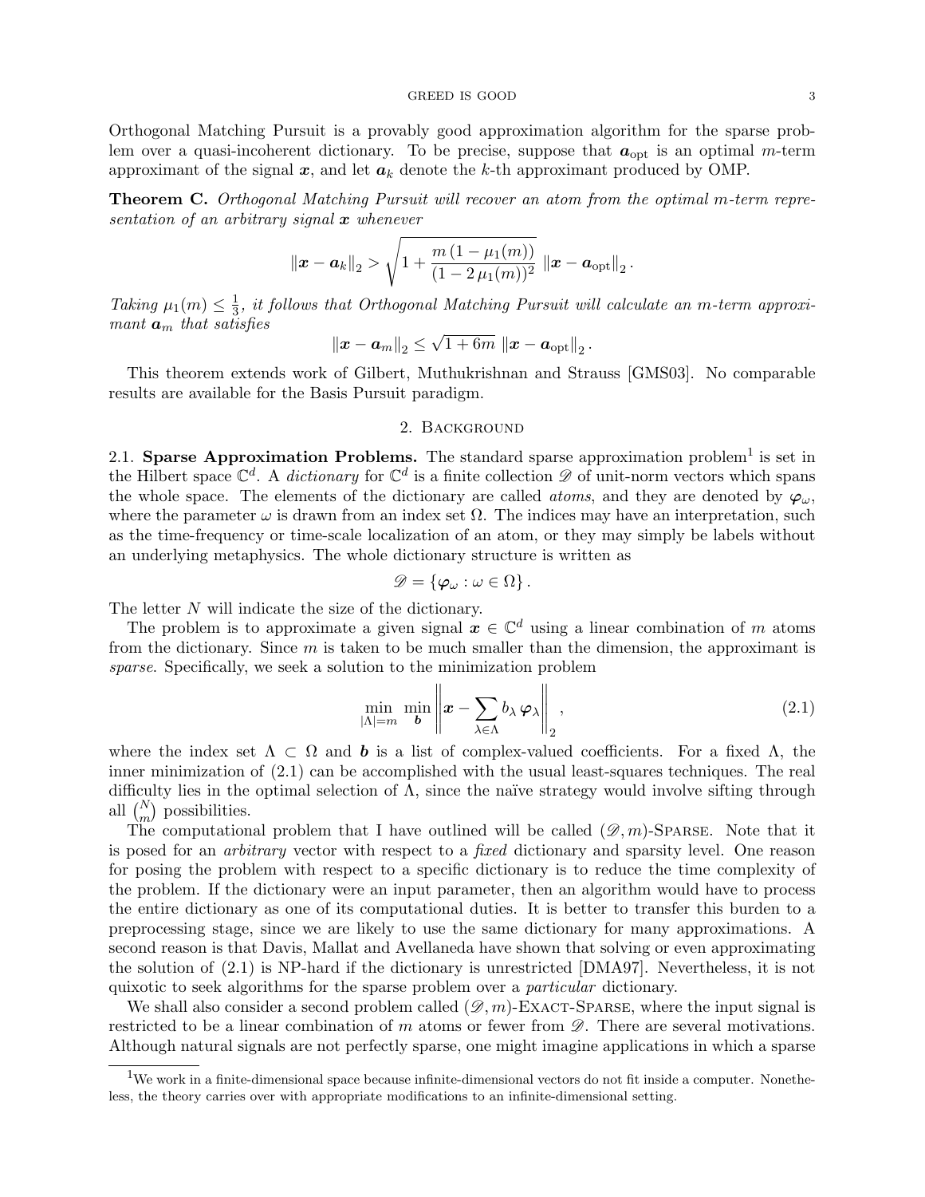Orthogonal Matching Pursuit is a provably good approximation algorithm for the sparse problem over a quasi-incoherent dictionary. To be precise, suppose that $\boldsymbol{a}_{\text{opt}}$ is an optimal $m$-term approximant of the signal $\boldsymbol{x}$, and let $\boldsymbol{a}_k$ denote the $k$-th approximant produced by OMP.

**Theorem C.** *Orthogonal Matching Pursuit will recover an atom from the optimal $m$-term representation of an arbitrary signal $\boldsymbol{x}$ whenever*

$$\|\boldsymbol{x} - \boldsymbol{a}_k\|_2 > \sqrt{1 + \frac{m\,(1 - \mu_1(m))}{(1 - 2\,\mu_1(m))^2}}\;\|\boldsymbol{x} - \boldsymbol{a}_{\text{opt}}\|_2\,.$$

*Taking $\mu_1(m) \leq \frac{1}{3}$, it follows that Orthogonal Matching Pursuit will calculate an $m$-term approximant $\boldsymbol{a}_m$ that satisfies*

$$\|\boldsymbol{x} - \boldsymbol{a}_m\|_2 \leq \sqrt{1 + 6m}\;\|\boldsymbol{x} - \boldsymbol{a}_{\text{opt}}\|_2\,.$$

This theorem extends work of Gilbert, Muthukrishnan and Strauss [GMS03]. No comparable results are available for the Basis Pursuit paradigm.

## 2. Background

### 2.1. Sparse Approximation Problems.

The standard sparse approximation problem[1] is set in the Hilbert space $\mathbb{C}^d$. A *dictionary* for $\mathbb{C}^d$ is a finite collection $\mathscr{D}$ of unit-norm vectors which spans the whole space. The elements of the dictionary are called *atoms*, and they are denoted by $\boldsymbol{\varphi}_\omega$, where the parameter $\omega$ is drawn from an index set $\Omega$. The indices may have an interpretation, such as the time-frequency or time-scale localization of an atom, or they may simply be labels without an underlying metaphysics. The whole dictionary structure is written as

$$\mathscr{D} = \{\boldsymbol{\varphi}_\omega : \omega \in \Omega\}\,.$$

The letter $N$ will indicate the size of the dictionary.

The problem is to approximate a given signal $\boldsymbol{x} \in \mathbb{C}^d$ using a linear combination of $m$ atoms from the dictionary. Since $m$ is taken to be much smaller than the dimension, the approximant is *sparse*. Specifically, we seek a solution to the minimization problem

$$\min_{|\Lambda| = m}\; \min_{\boldsymbol{b}} \left\| \boldsymbol{x} - \sum_{\lambda \in \Lambda} b_\lambda\, \boldsymbol{\varphi}_\lambda \right\|_2, \tag{2.1}$$

where the index set $\Lambda \subset \Omega$ and $\boldsymbol{b}$ is a list of complex-valued coefficients. For a fixed $\Lambda$, the inner minimization of (2.1) can be accomplished with the usual least-squares techniques. The real difficulty lies in the optimal selection of $\Lambda$, since the naïve strategy would involve sifting through all $\binom{N}{m}$ possibilities.

The computational problem that I have outlined will be called $(\mathscr{D}, m)$-Sparse. Note that it is posed for an *arbitrary* vector with respect to a *fixed* dictionary and sparsity level. One reason for posing the problem with respect to a specific dictionary is to reduce the time complexity of the problem. If the dictionary were an input parameter, then an algorithm would have to process the entire dictionary as one of its computational duties. It is better to transfer this burden to a preprocessing stage, since we are likely to use the same dictionary for many approximations. A second reason is that Davis, Mallat and Avellaneda have shown that solving or even approximating the solution of (2.1) is NP-hard if the dictionary is unrestricted [DMA97]. Nevertheless, it is not quixotic to seek algorithms for the sparse problem over a *particular* dictionary.

We shall also consider a second problem called $(\mathscr{D}, m)$-Exact-Sparse, where the input signal is restricted to be a linear combination of $m$ atoms or fewer from $\mathscr{D}$. There are several motivations. Although natural signals are not perfectly sparse, one might imagine applications in which a sparse

[1] We work in a finite-dimensional space because infinite-dimensional vectors do not fit inside a computer. Nonetheless, the theory carries over with appropriate modifications to an infinite-dimensional setting.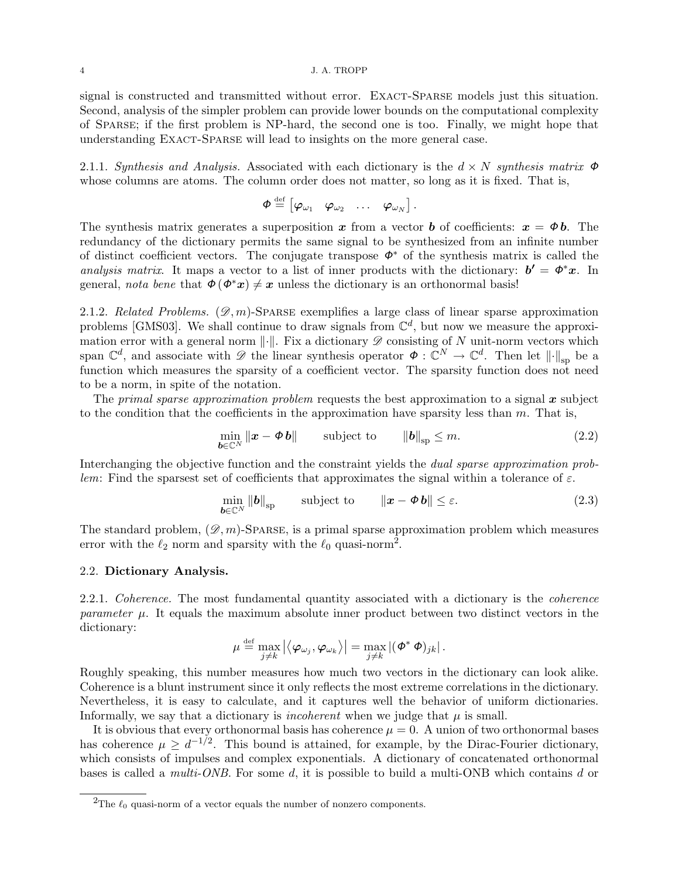signal is constructed and transmitted without error. Exact-Sparse models just this situation. Second, analysis of the simpler problem can provide lower bounds on the computational complexity of Sparse; if the first problem is NP-hard, the second one is too. Finally, we might hope that understanding Exact-Sparse will lead to insights on the more general case.

2.1.1. *Synthesis and Analysis.* Associated with each dictionary is the $d \times N$ *synthesis matrix* $\boldsymbol{\Phi}$ whose columns are atoms. The column order does not matter, so long as it is fixed. That is,

$$\boldsymbol{\Phi} \stackrel{\text{def}}{=} \begin{bmatrix} \boldsymbol{\varphi}_{\omega_1} & \boldsymbol{\varphi}_{\omega_2} & \dots & \boldsymbol{\varphi}_{\omega_N} \end{bmatrix}.$$

The synthesis matrix generates a superposition $\boldsymbol{x}$ from a vector $\boldsymbol{b}$ of coefficients: $\boldsymbol{x} = \boldsymbol{\Phi}\,\boldsymbol{b}$. The redundancy of the dictionary permits the same signal to be synthesized from an infinite number of distinct coefficient vectors. The conjugate transpose $\boldsymbol{\Phi}^*$ of the synthesis matrix is called the *analysis matrix*. It maps a vector to a list of inner products with the dictionary: $\boldsymbol{b}' = \boldsymbol{\Phi}^* \boldsymbol{x}$. In general, *nota bene* that $\boldsymbol{\Phi}\,(\boldsymbol{\Phi}^* \boldsymbol{x}) \neq \boldsymbol{x}$ unless the dictionary is an orthonormal basis!

2.1.2. *Related Problems.* $(\mathscr{D}, m)$-Sparse exemplifies a large class of linear sparse approximation problems [GMS03]. We shall continue to draw signals from $\mathbb{C}^d$, but now we measure the approximation error with a general norm $\|\cdot\|$. Fix a dictionary $\mathscr{D}$ consisting of $N$ unit-norm vectors which span $\mathbb{C}^d$, and associate with $\mathscr{D}$ the linear synthesis operator $\boldsymbol{\Phi} : \mathbb{C}^N \to \mathbb{C}^d$. Then let $\|\cdot\|_{\text{sp}}$ be a function which measures the sparsity of a coefficient vector. The sparsity function does not need to be a norm, in spite of the notation.

The *primal sparse approximation problem* requests the best approximation to a signal $\boldsymbol{x}$ subject to the condition that the coefficients in the approximation have sparsity less than $m$. That is,

$$\min_{\boldsymbol{b} \in \mathbb{C}^N} \|\boldsymbol{x} - \boldsymbol{\Phi}\,\boldsymbol{b}\| \qquad \text{subject to} \qquad \|\boldsymbol{b}\|_{\text{sp}} \leq m. \tag{2.2}$$

Interchanging the objective function and the constraint yields the *dual sparse approximation problem*: Find the sparsest set of coefficients that approximates the signal within a tolerance of $\varepsilon$.

$$\min_{\boldsymbol{b} \in \mathbb{C}^N} \|\boldsymbol{b}\|_{\text{sp}} \qquad \text{subject to} \qquad \|\boldsymbol{x} - \boldsymbol{\Phi}\,\boldsymbol{b}\| \leq \varepsilon. \tag{2.3}$$

The standard problem, $(\mathscr{D}, m)$-Sparse, is a primal sparse approximation problem which measures error with the $\ell_2$ norm and sparsity with the $\ell_0$ quasi-norm[2].

### 2.2. Dictionary Analysis.

2.2.1. *Coherence.* The most fundamental quantity associated with a dictionary is the *coherence parameter* $\mu$. It equals the maximum absolute inner product between two distinct vectors in the dictionary:

$$\mu \stackrel{\text{def}}{=} \max_{j \neq k} \left| \left\langle \boldsymbol{\varphi}_{\omega_j}, \boldsymbol{\varphi}_{\omega_k} \right\rangle \right| = \max_{j \neq k} \left| (\boldsymbol{\Phi}^*\,\boldsymbol{\Phi})_{jk} \right|.$$

Roughly speaking, this number measures how much two vectors in the dictionary can look alike. Coherence is a blunt instrument since it only reflects the most extreme correlations in the dictionary. Nevertheless, it is easy to calculate, and it captures well the behavior of uniform dictionaries. Informally, we say that a dictionary is *incoherent* when we judge that $\mu$ is small.

It is obvious that every orthonormal basis has coherence $\mu = 0$. A union of two orthonormal bases has coherence $\mu \geq d^{-1/2}$. This bound is attained, for example, by the Dirac-Fourier dictionary, which consists of impulses and complex exponentials. A dictionary of concatenated orthonormal bases is called a *multi-ONB*. For some $d$, it is possible to build a multi-ONB which contains $d$ or

---

[2]The $\ell_0$ quasi-norm of a vector equals the number of nonzero components.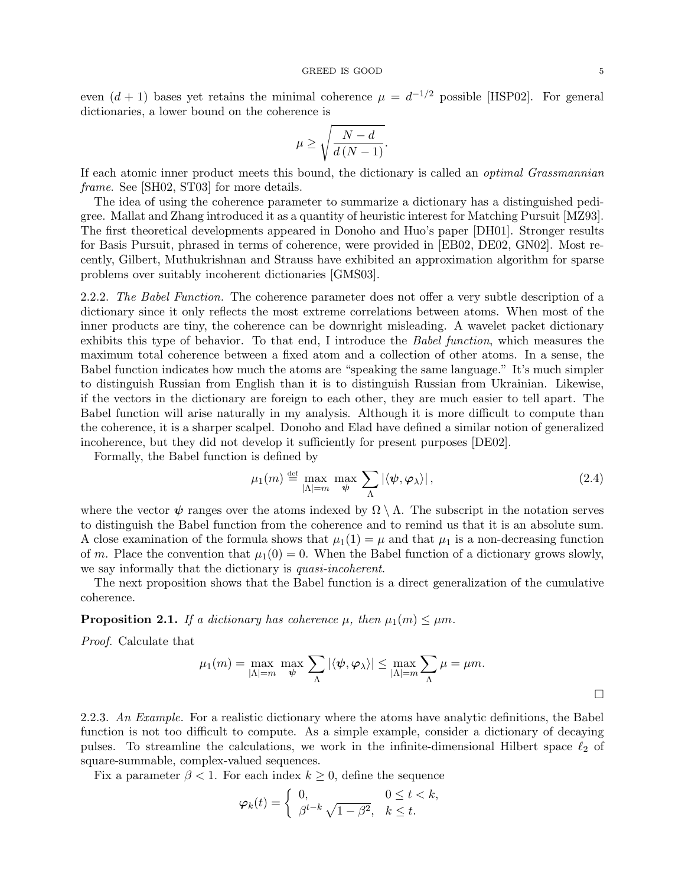even $(d+1)$ bases yet retains the minimal coherence $\mu = d^{-1/2}$ possible [HSP02]. For general dictionaries, a lower bound on the coherence is

$$\mu \geq \sqrt{\frac{N-d}{d\,(N-1)}}.$$

If each atomic inner product meets this bound, the dictionary is called an *optimal Grassmannian frame*. See [SH02, ST03] for more details.

The idea of using the coherence parameter to summarize a dictionary has a distinguished pedigree. Mallat and Zhang introduced it as a quantity of heuristic interest for Matching Pursuit [MZ93]. The first theoretical developments appeared in Donoho and Huo's paper [DH01]. Stronger results for Basis Pursuit, phrased in terms of coherence, were provided in [EB02, DE02, GN02]. Most recently, Gilbert, Muthukrishnan and Strauss have exhibited an approximation algorithm for sparse problems over suitably incoherent dictionaries [GMS03].

2.2.2. *The Babel Function.* The coherence parameter does not offer a very subtle description of a dictionary since it only reflects the most extreme correlations between atoms. When most of the inner products are tiny, the coherence can be downright misleading. A wavelet packet dictionary exhibits this type of behavior. To that end, I introduce the *Babel function*, which measures the maximum total coherence between a fixed atom and a collection of other atoms. In a sense, the Babel function indicates how much the atoms are "speaking the same language." It's much simpler to distinguish Russian from English than it is to distinguish Russian from Ukrainian. Likewise, if the vectors in the dictionary are foreign to each other, they are much easier to tell apart. The Babel function will arise naturally in my analysis. Although it is more difficult to compute than the coherence, it is a sharper scalpel. Donoho and Elad have defined a similar notion of generalized incoherence, but they did not develop it sufficiently for present purposes [DE02].

Formally, the Babel function is defined by

$$\mu_1(m) \stackrel{\text{def}}{=} \max_{|\Lambda|=m} \max_{\boldsymbol{\psi}} \sum_{\Lambda} |\langle \boldsymbol{\psi}, \boldsymbol{\varphi}_\lambda \rangle|, \tag{2.4}$$

where the vector $\boldsymbol{\psi}$ ranges over the atoms indexed by $\Omega \setminus \Lambda$. The subscript in the notation serves to distinguish the Babel function from the coherence and to remind us that it is an absolute sum. A close examination of the formula shows that $\mu_1(1) = \mu$ and that $\mu_1$ is a non-decreasing function of $m$. Place the convention that $\mu_1(0) = 0$. When the Babel function of a dictionary grows slowly, we say informally that the dictionary is *quasi-incoherent*.

The next proposition shows that the Babel function is a direct generalization of the cumulative coherence.

**Proposition 2.1.** *If a dictionary has coherence $\mu$, then $\mu_1(m) \leq \mu m$.*

*Proof.* Calculate that

$$\mu_1(m) = \max_{|\Lambda|=m} \max_{\boldsymbol{\psi}} \sum_{\Lambda} |\langle \boldsymbol{\psi}, \boldsymbol{\varphi}_\lambda \rangle| \leq \max_{|\Lambda|=m} \sum_{\Lambda} \mu = \mu m.$$

□

2.2.3. *An Example.* For a realistic dictionary where the atoms have analytic definitions, the Babel function is not too difficult to compute. As a simple example, consider a dictionary of decaying pulses. To streamline the calculations, we work in the infinite-dimensional Hilbert space $\ell_2$ of square-summable, complex-valued sequences.

Fix a parameter $\beta < 1$. For each index $k \geq 0$, define the sequence

$$\boldsymbol{\varphi}_k(t) = \begin{cases} 0, & 0 \leq t < k, \\ \beta^{t-k}\sqrt{1-\beta^2}, & k \leq t. \end{cases}$$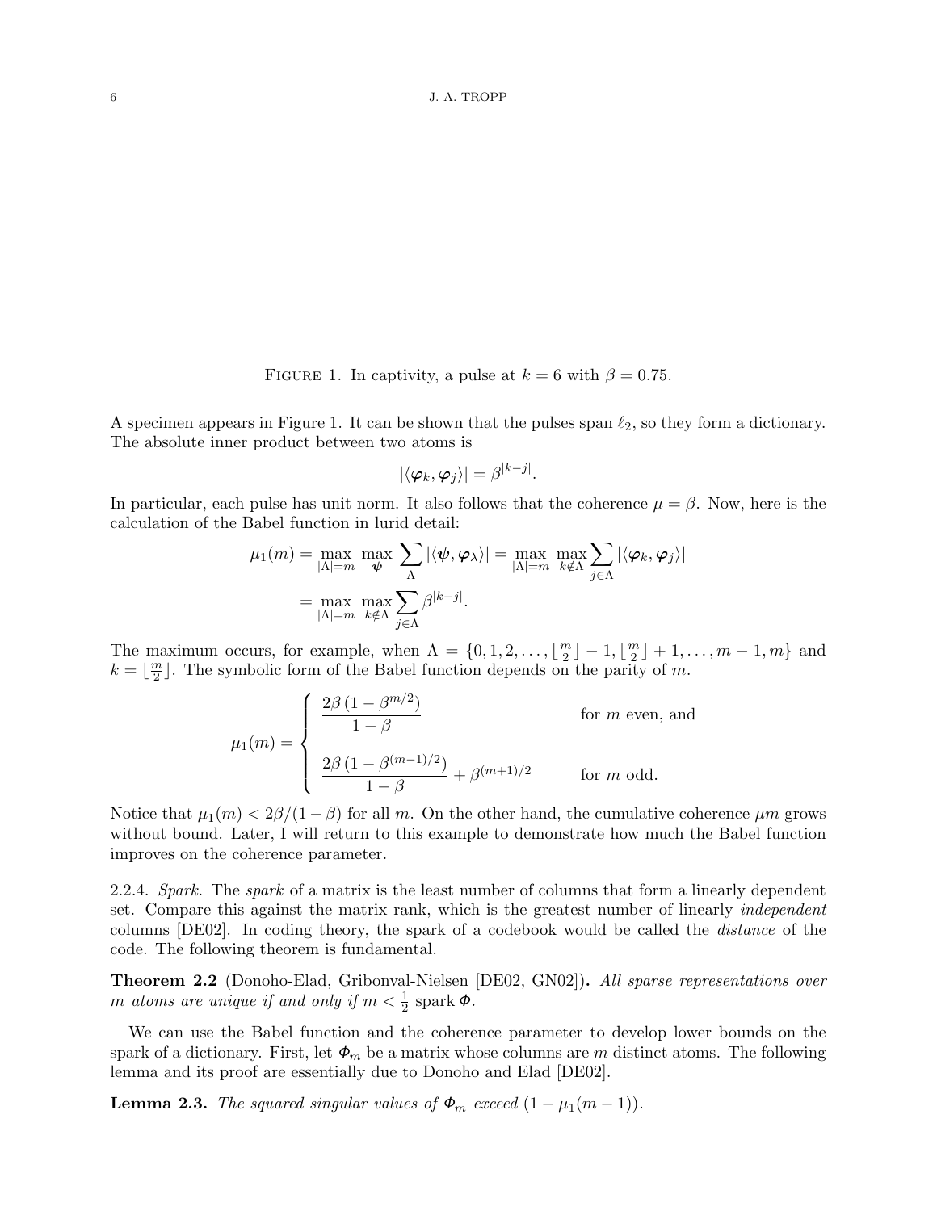FIGURE 1. In captivity, a pulse at $k = 6$ with $\beta = 0.75$.

A specimen appears in Figure 1. It can be shown that the pulses span $\ell_2$, so they form a dictionary. The absolute inner product between two atoms is

$$|\langle \boldsymbol{\varphi}_k, \boldsymbol{\varphi}_j \rangle| = \beta^{|k-j|}.$$

In particular, each pulse has unit norm. It also follows that the coherence $\mu = \beta$. Now, here is the calculation of the Babel function in lurid detail:

$$\begin{aligned}
\mu_1(m) &= \max_{|\Lambda|=m} \max_{\boldsymbol{\psi}} \sum_{\Lambda} |\langle \boldsymbol{\psi}, \boldsymbol{\varphi}_\lambda \rangle| = \max_{|\Lambda|=m} \max_{k \notin \Lambda} \sum_{j \in \Lambda} |\langle \boldsymbol{\varphi}_k, \boldsymbol{\varphi}_j \rangle| \\
&= \max_{|\Lambda|=m} \max_{k \notin \Lambda} \sum_{j \in \Lambda} \beta^{|k-j|}.
\end{aligned}$$

The maximum occurs, for example, when $\Lambda = \{0, 1, 2, \dots, \lfloor \frac{m}{2} \rfloor - 1, \lfloor \frac{m}{2} \rfloor + 1, \dots, m-1, m\}$ and $k = \lfloor \frac{m}{2} \rfloor$. The symbolic form of the Babel function depends on the parity of $m$.

$$\mu_1(m) = \begin{cases} \dfrac{2\beta\,(1-\beta^{m/2})}{1-\beta} & \text{for } m \text{ even, and} \\[2ex] \dfrac{2\beta\,(1-\beta^{(m-1)/2})}{1-\beta} + \beta^{(m+1)/2} & \text{for } m \text{ odd.} \end{cases}$$

Notice that $\mu_1(m) < 2\beta/(1-\beta)$ for all $m$. On the other hand, the cumulative coherence $\mu m$ grows without bound. Later, I will return to this example to demonstrate how much the Babel function improves on the coherence parameter.

2.2.4. *Spark.* The *spark* of a matrix is the least number of columns that form a linearly dependent set. Compare this against the matrix rank, which is the greatest number of linearly *independent* columns [DE02]. In coding theory, the spark of a codebook would be called the *distance* of the code. The following theorem is fundamental.

**Theorem 2.2** (Donoho-Elad, Gribonval-Nielsen [DE02, GN02])**.** *All sparse representations over $m$ atoms are unique if and only if $m < \frac{1}{2}$ spark $\boldsymbol{\Phi}$.*

We can use the Babel function and the coherence parameter to develop lower bounds on the spark of a dictionary. First, let $\boldsymbol{\Phi}_m$ be a matrix whose columns are $m$ distinct atoms. The following lemma and its proof are essentially due to Donoho and Elad [DE02].

**Lemma 2.3.** *The squared singular values of $\boldsymbol{\Phi}_m$ exceed $(1 - \mu_1(m-1))$.*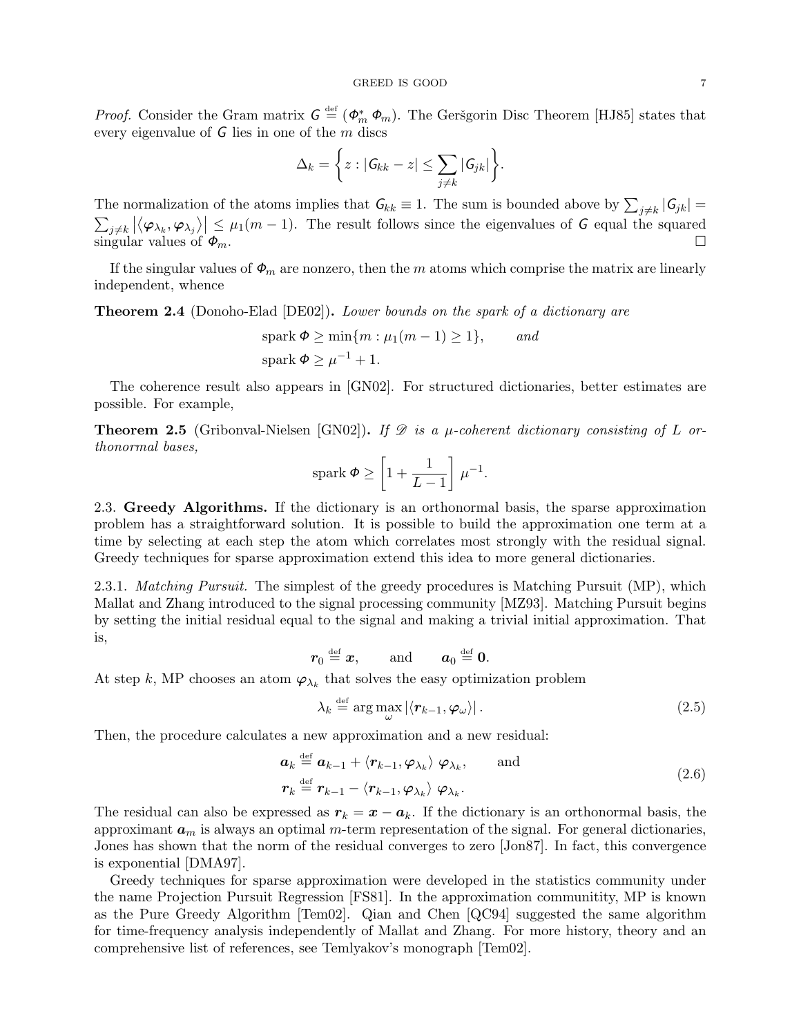*Proof.* Consider the Gram matrix $\mathsf{G} \stackrel{\text{def}}{=} (\Phi_m^* \, \Phi_m)$. The Geršgorin Disc Theorem [HJ85] states that every eigenvalue of $\mathsf{G}$ lies in one of the $m$ discs

$$\Delta_k = \left\{ z : |\mathsf{G}_{kk} - z| \le \sum_{j \ne k} |\mathsf{G}_{jk}| \right\}.$$

The normalization of the atoms implies that $\mathsf{G}_{kk} \equiv 1$. The sum is bounded above by $\sum_{j \ne k} |\mathsf{G}_{jk}| = \sum_{j \ne k} \left| \langle \varphi_{\lambda_k}, \varphi_{\lambda_j} \rangle \right| \le \mu_1(m-1)$. The result follows since the eigenvalues of $\mathsf{G}$ equal the squared singular values of $\Phi_m$. $\square$

If the singular values of $\Phi_m$ are nonzero, then the $m$ atoms which comprise the matrix are linearly independent, whence

**Theorem 2.4** (Donoho-Elad [DE02])**.** *Lower bounds on the spark of a dictionary are*

$$\begin{aligned} &\operatorname{spark} \Phi \ge \min\{m : \mu_1(m-1) \ge 1\}, \qquad \textit{and} \\ &\operatorname{spark} \Phi \ge \mu^{-1} + 1. \end{aligned}$$

The coherence result also appears in [GN02]. For structured dictionaries, better estimates are possible. For example,

**Theorem 2.5** (Gribonval-Nielsen [GN02])**.** *If $\mathscr{D}$ is a $\mu$-coherent dictionary consisting of $L$ orthonormal bases,*

$$\operatorname{spark} \Phi \ge \left[ 1 + \frac{1}{L-1} \right] \mu^{-1}.$$

2.3. **Greedy Algorithms.** If the dictionary is an orthonormal basis, the sparse approximation problem has a straightforward solution. It is possible to build the approximation one term at a time by selecting at each step the atom which correlates most strongly with the residual signal. Greedy techniques for sparse approximation extend this idea to more general dictionaries.

2.3.1. *Matching Pursuit.* The simplest of the greedy procedures is Matching Pursuit (MP), which Mallat and Zhang introduced to the signal processing community [MZ93]. Matching Pursuit begins by setting the initial residual equal to the signal and making a trivial initial approximation. That is,

$$\boldsymbol{r}_0 \stackrel{\text{def}}{=} \boldsymbol{x}, \qquad \text{and} \qquad \boldsymbol{a}_0 \stackrel{\text{def}}{=} \mathbf{0}.$$

At step $k$, MP chooses an atom $\varphi_{\lambda_k}$ that solves the easy optimization problem

$$\lambda_k \stackrel{\text{def}}{=} \arg\max_{\omega} \left| \langle \boldsymbol{r}_{k-1}, \varphi_\omega \rangle \right|. \tag{2.5}$$

Then, the procedure calculates a new approximation and a new residual:

$$\begin{aligned} \boldsymbol{a}_k &\stackrel{\text{def}}{=} \boldsymbol{a}_{k-1} + \langle \boldsymbol{r}_{k-1}, \varphi_{\lambda_k} \rangle \, \varphi_{\lambda_k}, \qquad \text{and} \\ \boldsymbol{r}_k &\stackrel{\text{def}}{=} \boldsymbol{r}_{k-1} - \langle \boldsymbol{r}_{k-1}, \varphi_{\lambda_k} \rangle \, \varphi_{\lambda_k}. \end{aligned} \tag{2.6}$$

The residual can also be expressed as $\boldsymbol{r}_k = \boldsymbol{x} - \boldsymbol{a}_k$. If the dictionary is an orthonormal basis, the approximant $\boldsymbol{a}_m$ is always an optimal $m$-term representation of the signal. For general dictionaries, Jones has shown that the norm of the residual converges to zero [Jon87]. In fact, this convergence is exponential [DMA97].

Greedy techniques for sparse approximation were developed in the statistics community under the name Projection Pursuit Regression [FS81]. In the approximation communitity, MP is known as the Pure Greedy Algorithm [Tem02]. Qian and Chen [QC94] suggested the same algorithm for time-frequency analysis independently of Mallat and Zhang. For more history, theory and an comprehensive list of references, see Temlyakov's monograph [Tem02].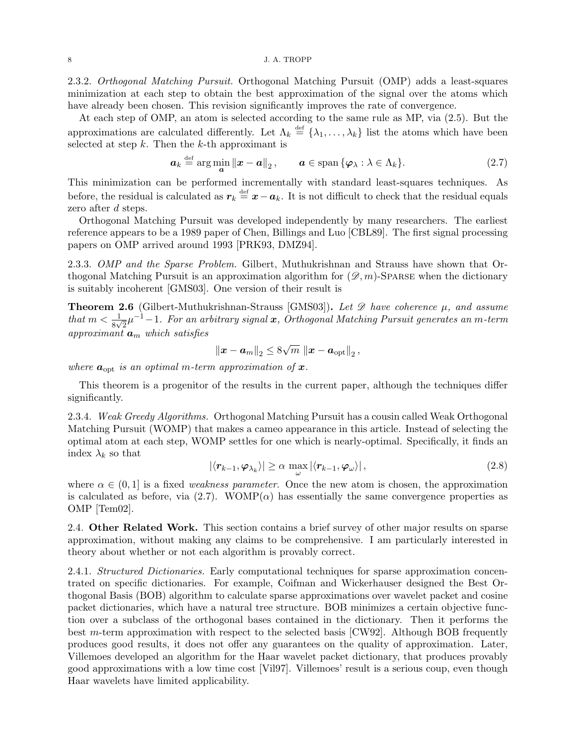2.3.2. *Orthogonal Matching Pursuit.* Orthogonal Matching Pursuit (OMP) adds a least-squares minimization at each step to obtain the best approximation of the signal over the atoms which have already been chosen. This revision significantly improves the rate of convergence.

At each step of OMP, an atom is selected according to the same rule as MP, via (2.5). But the approximations are calculated differently. Let $\Lambda_k \stackrel{\text{def}}{=} \{\lambda_1, \dots, \lambda_k\}$ list the atoms which have been selected at step $k$. Then the $k$-th approximant is

$$\boldsymbol{a}_k \stackrel{\text{def}}{=} \arg\min_{\boldsymbol{a}} \|\boldsymbol{x} - \boldsymbol{a}\|_2, \qquad \boldsymbol{a} \in \operatorname{span}\{\boldsymbol{\varphi}_\lambda : \lambda \in \Lambda_k\}. \tag{2.7}$$

This minimization can be performed incrementally with standard least-squares techniques. As before, the residual is calculated as $\boldsymbol{r}_k \stackrel{\text{def}}{=} \boldsymbol{x} - \boldsymbol{a}_k$. It is not difficult to check that the residual equals zero after $d$ steps.

Orthogonal Matching Pursuit was developed independently by many researchers. The earliest reference appears to be a 1989 paper of Chen, Billings and Luo [CBL89]. The first signal processing papers on OMP arrived around 1993 [PRK93, DMZ94].

2.3.3. *OMP and the Sparse Problem.* Gilbert, Muthukrishnan and Strauss have shown that Orthogonal Matching Pursuit is an approximation algorithm for $(\mathscr{D}, m)$-SPARSE when the dictionary is suitably incoherent [GMS03]. One version of their result is

**Theorem 2.6** (Gilbert-Muthukrishnan-Strauss [GMS03])**.** *Let $\mathscr{D}$ have coherence $\mu$, and assume that $m < \frac{1}{8\sqrt{2}}\mu^{-1} - 1$. For an arbitrary signal $\boldsymbol{x}$, Orthogonal Matching Pursuit generates an $m$-term approximant $\boldsymbol{a}_m$ which satisfies*

$$\|\boldsymbol{x} - \boldsymbol{a}_m\|_2 \le 8\sqrt{m}\, \|\boldsymbol{x} - \boldsymbol{a}_{\text{opt}}\|_2,$$

*where $\boldsymbol{a}_{\text{opt}}$ is an optimal $m$-term approximation of $\boldsymbol{x}$.*

This theorem is a progenitor of the results in the current paper, although the techniques differ significantly.

2.3.4. *Weak Greedy Algorithms.* Orthogonal Matching Pursuit has a cousin called Weak Orthogonal Matching Pursuit (WOMP) that makes a cameo appearance in this article. Instead of selecting the optimal atom at each step, WOMP settles for one which is nearly-optimal. Specifically, it finds an index $\lambda_k$ so that

$$|\langle \boldsymbol{r}_{k-1}, \boldsymbol{\varphi}_{\lambda_k} \rangle| \ge \alpha \max_{\omega} |\langle \boldsymbol{r}_{k-1}, \boldsymbol{\varphi}_\omega \rangle|, \tag{2.8}$$

where $\alpha \in (0, 1]$ is a fixed *weakness parameter*. Once the new atom is chosen, the approximation is calculated as before, via (2.7). WOMP($\alpha$) has essentially the same convergence properties as OMP [Tem02].

## 2.4. Other Related Work.

This section contains a brief survey of other major results on sparse approximation, without making any claims to be comprehensive. I am particularly interested in theory about whether or not each algorithm is provably correct.

2.4.1. *Structured Dictionaries.* Early computational techniques for sparse approximation concentrated on specific dictionaries. For example, Coifman and Wickerhauser designed the Best Orthogonal Basis (BOB) algorithm to calculate sparse approximations over wavelet packet and cosine packet dictionaries, which have a natural tree structure. BOB minimizes a certain objective function over a subclass of the orthogonal bases contained in the dictionary. Then it performs the best $m$-term approximation with respect to the selected basis [CW92]. Although BOB frequently produces good results, it does not offer any guarantees on the quality of approximation. Later, Villemoes developed an algorithm for the Haar wavelet packet dictionary, that produces provably good approximations with a low time cost [Vil97]. Villemoes' result is a serious coup, even though Haar wavelets have limited applicability.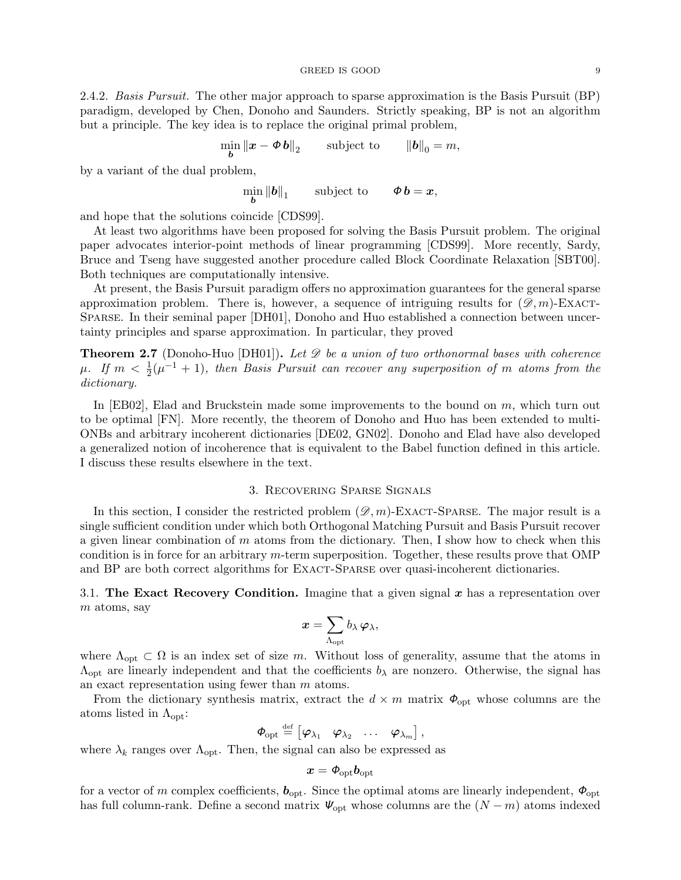2.4.2. *Basis Pursuit.* The other major approach to sparse approximation is the Basis Pursuit (BP) paradigm, developed by Chen, Donoho and Saunders. Strictly speaking, BP is not an algorithm but a principle. The key idea is to replace the original primal problem,

$$\min_{\boldsymbol{b}} \|\boldsymbol{x} - \boldsymbol{\Phi}\, \boldsymbol{b}\|_2 \qquad \text{subject to} \qquad \|\boldsymbol{b}\|_0 = m,$$

by a variant of the dual problem,

$$\min_{\boldsymbol{b}} \|\boldsymbol{b}\|_1 \qquad \text{subject to} \qquad \boldsymbol{\Phi}\, \boldsymbol{b} = \boldsymbol{x},$$

and hope that the solutions coincide [CDS99].

At least two algorithms have been proposed for solving the Basis Pursuit problem. The original paper advocates interior-point methods of linear programming [CDS99]. More recently, Sardy, Bruce and Tseng have suggested another procedure called Block Coordinate Relaxation [SBT00]. Both techniques are computationally intensive.

At present, the Basis Pursuit paradigm offers no approximation guarantees for the general sparse approximation problem. There is, however, a sequence of intriguing results for $(\mathscr{D}, m)$-Exact-Sparse. In their seminal paper [DH01], Donoho and Huo established a connection between uncertainty principles and sparse approximation. In particular, they proved

**Theorem 2.7** (Donoho-Huo [DH01])**.** *Let $\mathscr{D}$ be a union of two orthonormal bases with coherence $\mu$. If $m < \frac{1}{2}(\mu^{-1} + 1)$, then Basis Pursuit can recover any superposition of $m$ atoms from the dictionary.*

In [EB02], Elad and Bruckstein made some improvements to the bound on $m$, which turn out to be optimal [FN]. More recently, the theorem of Donoho and Huo has been extended to multi-ONBs and arbitrary incoherent dictionaries [DE02, GN02]. Donoho and Elad have also developed a generalized notion of incoherence that is equivalent to the Babel function defined in this article. I discuss these results elsewhere in the text.

## 3. Recovering Sparse Signals

In this section, I consider the restricted problem $(\mathscr{D}, m)$-Exact-Sparse. The major result is a single sufficient condition under which both Orthogonal Matching Pursuit and Basis Pursuit recover a given linear combination of $m$ atoms from the dictionary. Then, I show how to check when this condition is in force for an arbitrary $m$-term superposition. Together, these results prove that OMP and BP are both correct algorithms for Exact-Sparse over quasi-incoherent dictionaries.

3.1. **The Exact Recovery Condition.** Imagine that a given signal $\boldsymbol{x}$ has a representation over $m$ atoms, say

$$\boldsymbol{x} = \sum_{\Lambda_{\text{opt}}} b_\lambda\, \boldsymbol{\varphi}_\lambda,$$

where $\Lambda_{\text{opt}} \subset \Omega$ is an index set of size $m$. Without loss of generality, assume that the atoms in $\Lambda_{\text{opt}}$ are linearly independent and that the coefficients $b_\lambda$ are nonzero. Otherwise, the signal has an exact representation using fewer than $m$ atoms.

From the dictionary synthesis matrix, extract the $d \times m$ matrix $\boldsymbol{\Phi}_{\text{opt}}$ whose columns are the atoms listed in $\Lambda_{\text{opt}}$:

$$\boldsymbol{\Phi}_{\text{opt}} \stackrel{\text{def}}{=} \begin{bmatrix} \boldsymbol{\varphi}_{\lambda_1} & \boldsymbol{\varphi}_{\lambda_2} & \ldots & \boldsymbol{\varphi}_{\lambda_m} \end{bmatrix},$$

where $\lambda_k$ ranges over $\Lambda_{\text{opt}}$. Then, the signal can also be expressed as

$$\boldsymbol{x} = \boldsymbol{\Phi}_{\text{opt}} \boldsymbol{b}_{\text{opt}}$$

for a vector of $m$ complex coefficients, $\boldsymbol{b}_{\text{opt}}$. Since the optimal atoms are linearly independent, $\boldsymbol{\Phi}_{\text{opt}}$ has full column-rank. Define a second matrix $\boldsymbol{\Psi}_{\text{opt}}$ whose columns are the $(N - m)$ atoms indexed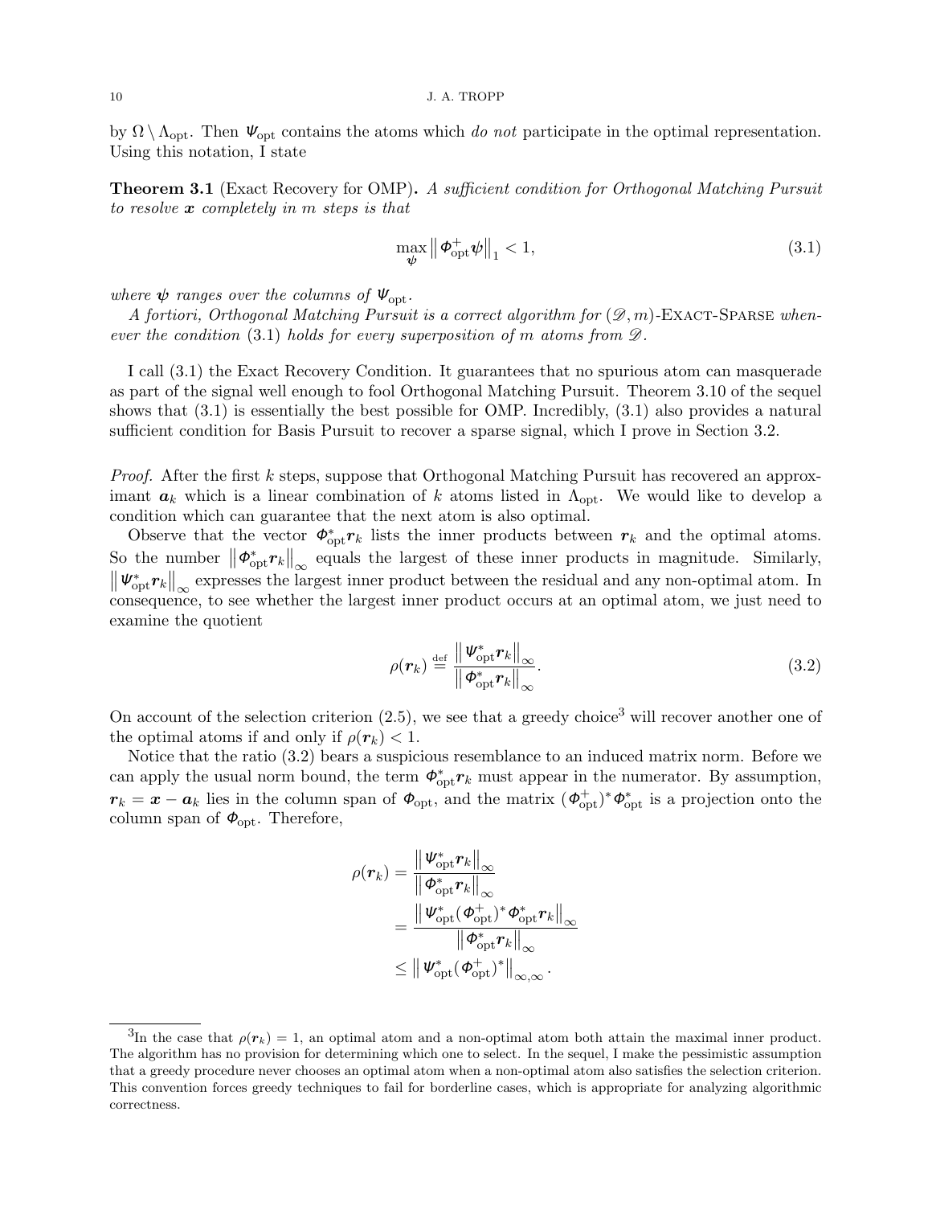by $\Omega \setminus \Lambda_{\text{opt}}$. Then $\boldsymbol{\Psi}_{\text{opt}}$ contains the atoms which *do not* participate in the optimal representation. Using this notation, I state

**Theorem 3.1** (Exact Recovery for OMP)**.** *A sufficient condition for Orthogonal Matching Pursuit to resolve $\boldsymbol{x}$ completely in $m$ steps is that*

$$\max_{\boldsymbol{\psi}} \left\| \boldsymbol{\Phi}_{\text{opt}}^{+} \boldsymbol{\psi} \right\|_1 < 1, \tag{3.1}$$

*where $\boldsymbol{\psi}$ ranges over the columns of $\boldsymbol{\Psi}_{\text{opt}}$.*

*A fortiori, Orthogonal Matching Pursuit is a correct algorithm for $(\mathscr{D}, m)$-*Exact-Sparse *whenever the condition (3.1) holds for every superposition of $m$ atoms from $\mathscr{D}$.*

I call (3.1) the Exact Recovery Condition. It guarantees that no spurious atom can masquerade as part of the signal well enough to fool Orthogonal Matching Pursuit. Theorem 3.10 of the sequel shows that (3.1) is essentially the best possible for OMP. Incredibly, (3.1) also provides a natural sufficient condition for Basis Pursuit to recover a sparse signal, which I prove in Section 3.2.

*Proof.* After the first $k$ steps, suppose that Orthogonal Matching Pursuit has recovered an approximant $\boldsymbol{a}_k$ which is a linear combination of $k$ atoms listed in $\Lambda_{\text{opt}}$. We would like to develop a condition which can guarantee that the next atom is also optimal.

Observe that the vector $\boldsymbol{\Phi}_{\text{opt}}^{*} \boldsymbol{r}_k$ lists the inner products between $\boldsymbol{r}_k$ and the optimal atoms. So the number $\left\| \boldsymbol{\Phi}_{\text{opt}}^{*} \boldsymbol{r}_k \right\|_\infty$ equals the largest of these inner products in magnitude. Similarly, $\left\| \boldsymbol{\Psi}_{\text{opt}}^{*} \boldsymbol{r}_k \right\|_\infty$ expresses the largest inner product between the residual and any non-optimal atom. In consequence, to see whether the largest inner product occurs at an optimal atom, we just need to examine the quotient

$$\rho(\boldsymbol{r}_k) \stackrel{\text{def}}{=} \frac{\left\| \boldsymbol{\Psi}_{\text{opt}}^{*} \boldsymbol{r}_k \right\|_\infty}{\left\| \boldsymbol{\Phi}_{\text{opt}}^{*} \boldsymbol{r}_k \right\|_\infty}. \tag{3.2}$$

On account of the selection criterion (2.5), we see that a greedy choice[3] will recover another one of the optimal atoms if and only if $\rho(\boldsymbol{r}_k) < 1$.

Notice that the ratio (3.2) bears a suspicious resemblance to an induced matrix norm. Before we can apply the usual norm bound, the term $\boldsymbol{\Phi}_{\text{opt}}^{*} \boldsymbol{r}_k$ must appear in the numerator. By assumption, $\boldsymbol{r}_k = \boldsymbol{x} - \boldsymbol{a}_k$ lies in the column span of $\boldsymbol{\Phi}_{\text{opt}}$, and the matrix $(\boldsymbol{\Phi}_{\text{opt}}^{+})^{*} \boldsymbol{\Phi}_{\text{opt}}^{*}$ is a projection onto the column span of $\boldsymbol{\Phi}_{\text{opt}}$. Therefore,

$$\begin{aligned}
\rho(\boldsymbol{r}_k) &= \frac{\left\| \boldsymbol{\Psi}_{\text{opt}}^{*} \boldsymbol{r}_k \right\|_\infty}{\left\| \boldsymbol{\Phi}_{\text{opt}}^{*} \boldsymbol{r}_k \right\|_\infty} \\
&= \frac{\left\| \boldsymbol{\Psi}_{\text{opt}}^{*} (\boldsymbol{\Phi}_{\text{opt}}^{+})^{*} \boldsymbol{\Phi}_{\text{opt}}^{*} \boldsymbol{r}_k \right\|_\infty}{\left\| \boldsymbol{\Phi}_{\text{opt}}^{*} \boldsymbol{r}_k \right\|_\infty} \\
&\leq \left\| \boldsymbol{\Psi}_{\text{opt}}^{*} (\boldsymbol{\Phi}_{\text{opt}}^{+})^{*} \right\|_{\infty,\infty}.
\end{aligned}$$

---

[3]In the case that $\rho(\boldsymbol{r}_k) = 1$, an optimal atom and a non-optimal atom both attain the maximal inner product. The algorithm has no provision for determining which one to select. In the sequel, I make the pessimistic assumption that a greedy procedure never chooses an optimal atom when a non-optimal atom also satisfies the selection criterion. This convention forces greedy techniques to fail for borderline cases, which is appropriate for analyzing algorithmic correctness.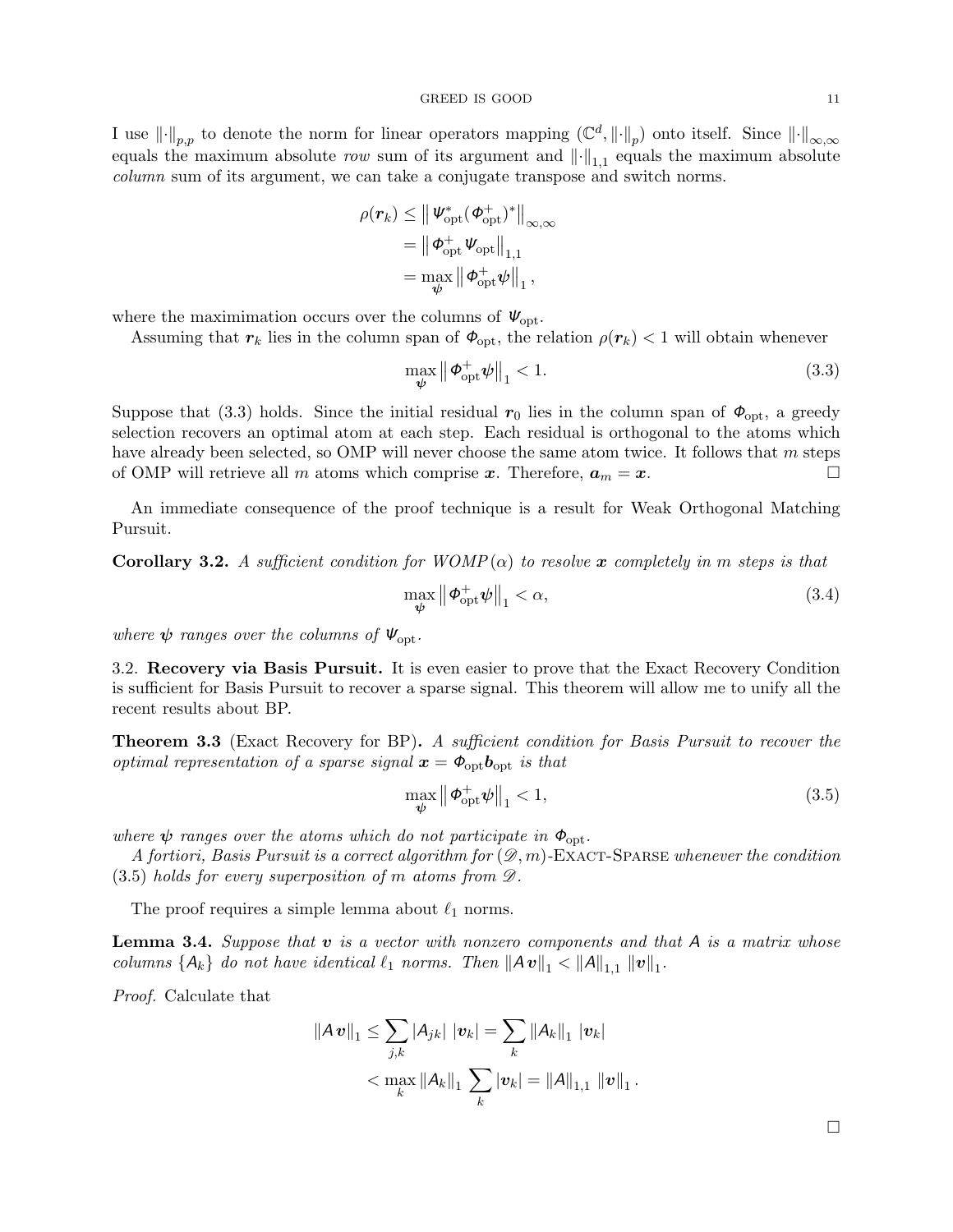I use $\|\cdot\|_{p,p}$ to denote the norm for linear operators mapping $(\mathbb{C}^d, \|\cdot\|_p)$ onto itself. Since $\|\cdot\|_{\infty,\infty}$ equals the maximum absolute *row* sum of its argument and $\|\cdot\|_{1,1}$ equals the maximum absolute *column* sum of its argument, we can take a conjugate transpose and switch norms.

$$
\begin{aligned}
\rho(\boldsymbol{r}_k) &\leq \left\| \boldsymbol{\Psi}_{\text{opt}}^* (\boldsymbol{\Phi}_{\text{opt}}^+)^* \right\|_{\infty,\infty} \\
&= \left\| \boldsymbol{\Phi}_{\text{opt}}^+ \boldsymbol{\Psi}_{\text{opt}} \right\|_{1,1} \\
&= \max_{\boldsymbol{\psi}} \left\| \boldsymbol{\Phi}_{\text{opt}}^+ \boldsymbol{\psi} \right\|_1,
\end{aligned}
$$

where the maximimation occurs over the columns of $\boldsymbol{\Psi}_{\text{opt}}$.

Assuming that $\boldsymbol{r}_k$ lies in the column span of $\boldsymbol{\Phi}_{\text{opt}}$, the relation $\rho(\boldsymbol{r}_k) < 1$ will obtain whenever

$$
\max_{\boldsymbol{\psi}} \left\| \boldsymbol{\Phi}_{\text{opt}}^+ \boldsymbol{\psi} \right\|_1 < 1. \tag{3.3}
$$

Suppose that (3.3) holds. Since the initial residual $\boldsymbol{r}_0$ lies in the column span of $\boldsymbol{\Phi}_{\text{opt}}$, a greedy selection recovers an optimal atom at each step. Each residual is orthogonal to the atoms which have already been selected, so OMP will never choose the same atom twice. It follows that $m$ steps of OMP will retrieve all $m$ atoms which comprise $\boldsymbol{x}$. Therefore, $\boldsymbol{a}_m = \boldsymbol{x}$. □

An immediate consequence of the proof technique is a result for Weak Orthogonal Matching Pursuit.

**Corollary 3.2.** *A sufficient condition for WOMP$(\alpha)$ to resolve $\boldsymbol{x}$ completely in $m$ steps is that*

$$
\max_{\boldsymbol{\psi}} \left\| \boldsymbol{\Phi}_{\text{opt}}^+ \boldsymbol{\psi} \right\|_1 < \alpha, \tag{3.4}
$$

*where $\boldsymbol{\psi}$ ranges over the columns of $\boldsymbol{\Psi}_{\text{opt}}$.*

3.2. **Recovery via Basis Pursuit.** It is even easier to prove that the Exact Recovery Condition is sufficient for Basis Pursuit to recover a sparse signal. This theorem will allow me to unify all the recent results about BP.

**Theorem 3.3** (Exact Recovery for BP)**.** *A sufficient condition for Basis Pursuit to recover the optimal representation of a sparse signal $\boldsymbol{x} = \boldsymbol{\Phi}_{\text{opt}} \boldsymbol{b}_{\text{opt}}$ is that*

$$
\max_{\boldsymbol{\psi}} \left\| \boldsymbol{\Phi}_{\text{opt}}^+ \boldsymbol{\psi} \right\|_1 < 1, \tag{3.5}
$$

*where $\boldsymbol{\psi}$ ranges over the atoms which do not participate in $\boldsymbol{\Phi}_{\text{opt}}$.*

*A fortiori, Basis Pursuit is a correct algorithm for $(\mathscr{D}, m)$-*Exact-Sparse *whenever the condition* (3.5) *holds for every superposition of $m$ atoms from $\mathscr{D}$.*

The proof requires a simple lemma about $\ell_1$ norms.

**Lemma 3.4.** *Suppose that $\boldsymbol{v}$ is a vector with nonzero components and that $\mathsf{A}$ is a matrix whose columns $\{\mathsf{A}_k\}$ do not have identical $\ell_1$ norms. Then $\|\mathsf{A}\,\boldsymbol{v}\|_1 < \|\mathsf{A}\|_{1,1} \, \|\boldsymbol{v}\|_1$.*

*Proof.* Calculate that

$$
\begin{aligned}
\|\mathsf{A}\,\boldsymbol{v}\|_1 &\leq \sum_{j,k} |\mathsf{A}_{jk}| \; |\boldsymbol{v}_k| = \sum_k \|\mathsf{A}_k\|_1 \; |\boldsymbol{v}_k| \\
&< \max_k \|\mathsf{A}_k\|_1 \sum_k |\boldsymbol{v}_k| = \|\mathsf{A}\|_{1,1} \; \|\boldsymbol{v}\|_1.
\end{aligned}
$$

□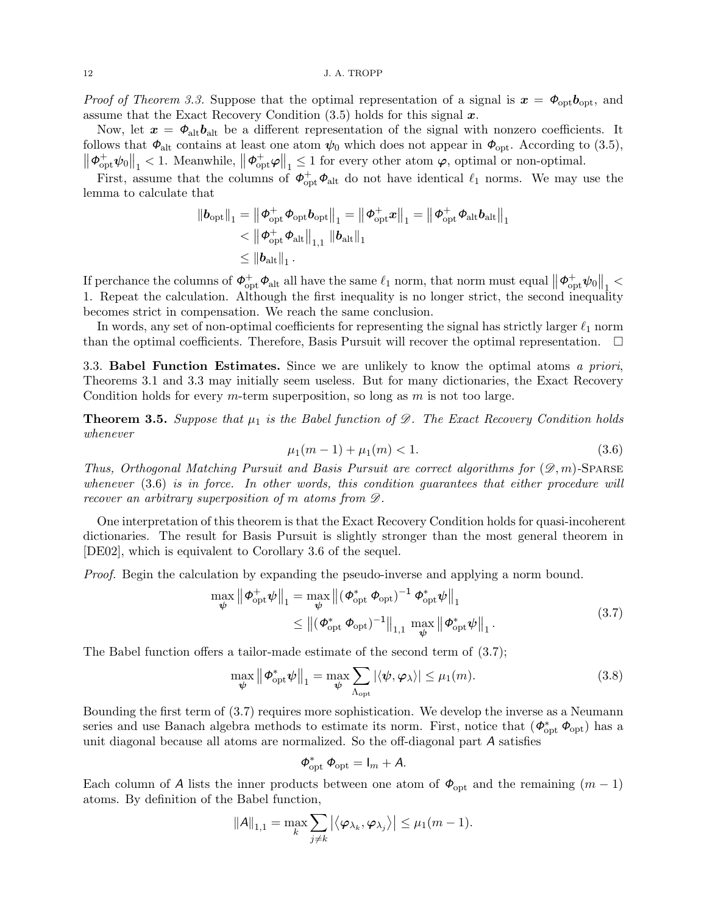*Proof of Theorem 3.3.* Suppose that the optimal representation of a signal is $\boldsymbol{x} = \boldsymbol{\Phi}_{\text{opt}} \boldsymbol{b}_{\text{opt}}$, and assume that the Exact Recovery Condition (3.5) holds for this signal $\boldsymbol{x}$.

Now, let $\boldsymbol{x} = \boldsymbol{\Phi}_{\text{alt}} \boldsymbol{b}_{\text{alt}}$ be a different representation of the signal with nonzero coefficients. It follows that $\boldsymbol{\Phi}_{\text{alt}}$ contains at least one atom $\boldsymbol{\psi}_0$ which does not appear in $\boldsymbol{\Phi}_{\text{opt}}$. According to (3.5), $\left\| \boldsymbol{\Phi}_{\text{opt}}^{+} \boldsymbol{\psi}_0 \right\|_1 < 1$. Meanwhile, $\left\| \boldsymbol{\Phi}_{\text{opt}}^{+} \boldsymbol{\varphi} \right\|_1 \leq 1$ for every other atom $\boldsymbol{\varphi}$, optimal or non-optimal.

First, assume that the columns of $\boldsymbol{\Phi}_{\text{opt}}^{+} \boldsymbol{\Phi}_{\text{alt}}$ do not have identical $\ell_1$ norms. We may use the lemma to calculate that

$$
\begin{aligned}
\left\| \boldsymbol{b}_{\text{opt}} \right\|_1 = \left\| \boldsymbol{\Phi}_{\text{opt}}^{+} \boldsymbol{\Phi}_{\text{opt}} \boldsymbol{b}_{\text{opt}} \right\|_1 &= \left\| \boldsymbol{\Phi}_{\text{opt}}^{+} \boldsymbol{x} \right\|_1 = \left\| \boldsymbol{\Phi}_{\text{opt}}^{+} \boldsymbol{\Phi}_{\text{alt}} \boldsymbol{b}_{\text{alt}} \right\|_1 \\
&< \left\| \boldsymbol{\Phi}_{\text{opt}}^{+} \boldsymbol{\Phi}_{\text{alt}} \right\|_{1,1} \left\| \boldsymbol{b}_{\text{alt}} \right\|_1 \\
&\leq \left\| \boldsymbol{b}_{\text{alt}} \right\|_1 .
\end{aligned}
$$

If perchance the columns of $\boldsymbol{\Phi}_{\text{opt}}^{+} \boldsymbol{\Phi}_{\text{alt}}$ all have the same $\ell_1$ norm, that norm must equal $\left\| \boldsymbol{\Phi}_{\text{opt}}^{+} \boldsymbol{\psi}_0 \right\|_1 < 1$. Repeat the calculation. Although the first inequality is no longer strict, the second inequality becomes strict in compensation. We reach the same conclusion.

In words, any set of non-optimal coefficients for representing the signal has strictly larger $\ell_1$ norm than the optimal coefficients. Therefore, Basis Pursuit will recover the optimal representation. $\square$

3.3. **Babel Function Estimates.** Since we are unlikely to know the optimal atoms *a priori*, Theorems 3.1 and 3.3 may initially seem useless. But for many dictionaries, the Exact Recovery Condition holds for every $m$-term superposition, so long as $m$ is not too large.

**Theorem 3.5.** *Suppose that $\mu_1$ is the Babel function of $\mathscr{D}$. The Exact Recovery Condition holds whenever*

$$
\mu_1(m-1) + \mu_1(m) < 1. \tag{3.6}
$$

*Thus, Orthogonal Matching Pursuit and Basis Pursuit are correct algorithms for $(\mathscr{D}, m)$-*Sparse *whenever* (3.6) *is in force. In other words, this condition guarantees that either procedure will recover an arbitrary superposition of $m$ atoms from $\mathscr{D}$.*

One interpretation of this theorem is that the Exact Recovery Condition holds for quasi-incoherent dictionaries. The result for Basis Pursuit is slightly stronger than the most general theorem in [DE02], which is equivalent to Corollary 3.6 of the sequel.

*Proof.* Begin the calculation by expanding the pseudo-inverse and applying a norm bound.

$$
\begin{aligned}
\max_{\boldsymbol{\psi}} \left\| \boldsymbol{\Phi}_{\text{opt}}^{+} \boldsymbol{\psi} \right\|_1 &= \max_{\boldsymbol{\psi}} \left\| \left( \boldsymbol{\Phi}_{\text{opt}}^{*} \, \boldsymbol{\Phi}_{\text{opt}} \right)^{-1} \boldsymbol{\Phi}_{\text{opt}}^{*} \boldsymbol{\psi} \right\|_1 \\
&\leq \left\| \left( \boldsymbol{\Phi}_{\text{opt}}^{*} \, \boldsymbol{\Phi}_{\text{opt}} \right)^{-1} \right\|_{1,1} \, \max_{\boldsymbol{\psi}} \left\| \boldsymbol{\Phi}_{\text{opt}}^{*} \boldsymbol{\psi} \right\|_1 .
\end{aligned} \tag{3.7}
$$

The Babel function offers a tailor-made estimate of the second term of (3.7);

$$
\max_{\boldsymbol{\psi}} \left\| \boldsymbol{\Phi}_{\text{opt}}^{*} \boldsymbol{\psi} \right\|_1 = \max_{\boldsymbol{\psi}} \sum_{\Lambda_{\text{opt}}} \left| \langle \boldsymbol{\psi}, \boldsymbol{\varphi}_{\lambda} \rangle \right| \leq \mu_1(m). \tag{3.8}
$$

Bounding the first term of (3.7) requires more sophistication. We develop the inverse as a Neumann series and use Banach algebra methods to estimate its norm. First, notice that $(\boldsymbol{\Phi}_{\text{opt}}^{*} \, \boldsymbol{\Phi}_{\text{opt}})$ has a unit diagonal because all atoms are normalized. So the off-diagonal part $\mathsf{A}$ satisfies

$$
\boldsymbol{\Phi}_{\text{opt}}^{*} \, \boldsymbol{\Phi}_{\text{opt}} = \mathsf{I}_m + \mathsf{A}.
$$

Each column of $\mathsf{A}$ lists the inner products between one atom of $\boldsymbol{\Phi}_{\text{opt}}$ and the remaining $(m-1)$ atoms. By definition of the Babel function,

$$
\left\| \mathsf{A} \right\|_{1,1} = \max_{k} \sum_{j \neq k} \left| \left\langle \boldsymbol{\varphi}_{\lambda_k}, \boldsymbol{\varphi}_{\lambda_j} \right\rangle \right| \leq \mu_1(m-1).
$$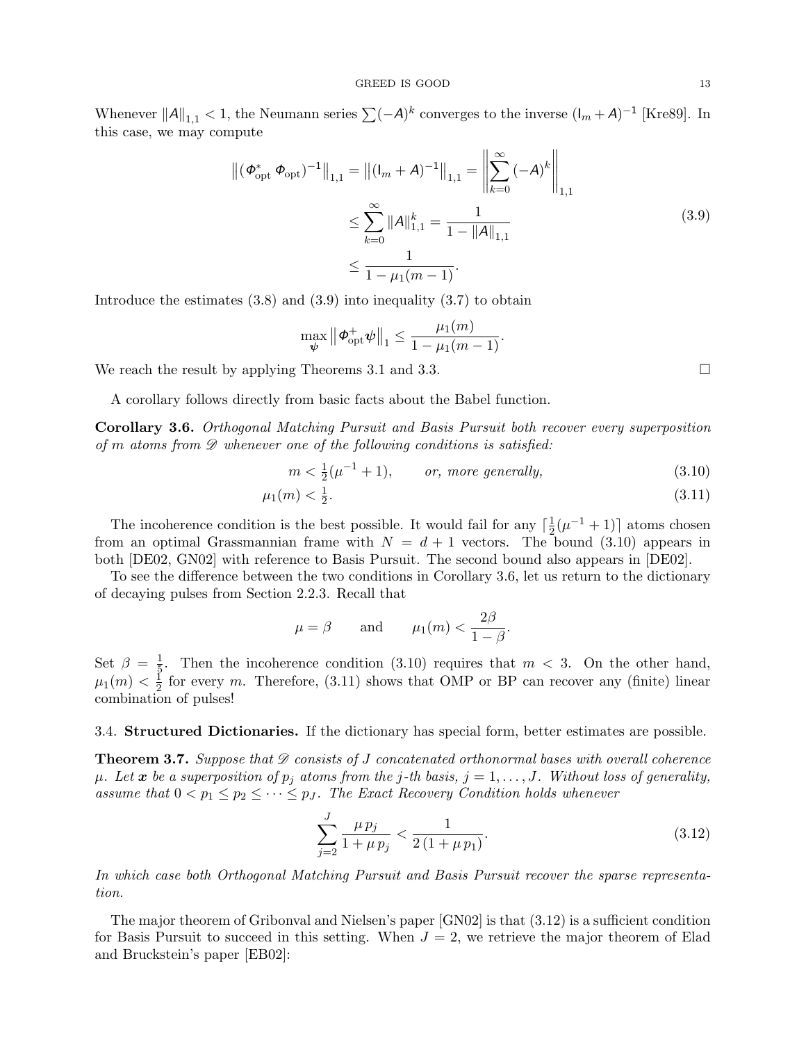Whenever $\|A\|_{1,1} < 1$, the Neumann series $\sum(-A)^k$ converges to the inverse $(\mathsf{I}_m + A)^{-1}$ [Kre89]. In this case, we may compute

$$
\begin{aligned}
\left\|(\Phi_{\text{opt}}^* \, \Phi_{\text{opt}})^{-1}\right\|_{1,1} = \left\|(\mathsf{I}_m + A)^{-1}\right\|_{1,1} &= \left\|\sum_{k=0}^{\infty} (-A)^k\right\|_{1,1} \\
&\le \sum_{k=0}^{\infty} \|A\|_{1,1}^k = \frac{1}{1 - \|A\|_{1,1}} \\
&\le \frac{1}{1 - \mu_1(m-1)}.
\end{aligned} \tag{3.9}
$$

Introduce the estimates (3.8) and (3.9) into inequality (3.7) to obtain

$$
\max_{\psi} \left\|\Phi_{\text{opt}}^{+} \psi\right\|_1 \le \frac{\mu_1(m)}{1 - \mu_1(m-1)}.
$$

We reach the result by applying Theorems 3.1 and 3.3. $\square$

A corollary follows directly from basic facts about the Babel function.

**Corollary 3.6.** *Orthogonal Matching Pursuit and Basis Pursuit both recover every superposition of $m$ atoms from $\mathscr{D}$ whenever one of the following conditions is satisfied:*

$$
m < \tfrac{1}{2}(\mu^{-1} + 1), \qquad \textit{or, more generally,} \tag{3.10}
$$

$$
\mu_1(m) < \tfrac{1}{2}. \tag{3.11}
$$

The incoherence condition is the best possible. It would fail for any $\lceil \frac{1}{2}(\mu^{-1} + 1) \rceil$ atoms chosen from an optimal Grassmannian frame with $N = d + 1$ vectors. The bound (3.10) appears in both [DE02, GN02] with reference to Basis Pursuit. The second bound also appears in [DE02].

To see the difference between the two conditions in Corollary 3.6, let us return to the dictionary of decaying pulses from Section 2.2.3. Recall that

$$
\mu = \beta \qquad \text{and} \qquad \mu_1(m) < \frac{2\beta}{1 - \beta}.
$$

Set $\beta = \frac{1}{5}$. Then the incoherence condition (3.10) requires that $m < 3$. On the other hand, $\mu_1(m) < \frac{1}{2}$ for every $m$. Therefore, (3.11) shows that OMP or BP can recover any (finite) linear combination of pulses!

## 3.4. Structured Dictionaries.

If the dictionary has special form, better estimates are possible.

**Theorem 3.7.** *Suppose that $\mathscr{D}$ consists of $J$ concatenated orthonormal bases with overall coherence $\mu$. Let $\boldsymbol{x}$ be a superposition of $p_j$ atoms from the $j$-th basis, $j = 1, \dots, J$. Without loss of generality, assume that $0 < p_1 \le p_2 \le \dots \le p_J$. The Exact Recovery Condition holds whenever*

$$
\sum_{j=2}^{J} \frac{\mu \, p_j}{1 + \mu \, p_j} < \frac{1}{2\,(1 + \mu \, p_1)}. \tag{3.12}
$$

*In which case both Orthogonal Matching Pursuit and Basis Pursuit recover the sparse representation.*

The major theorem of Gribonval and Nielsen's paper [GN02] is that (3.12) is a sufficient condition for Basis Pursuit to succeed in this setting. When $J = 2$, we retrieve the major theorem of Elad and Bruckstein's paper [EB02]: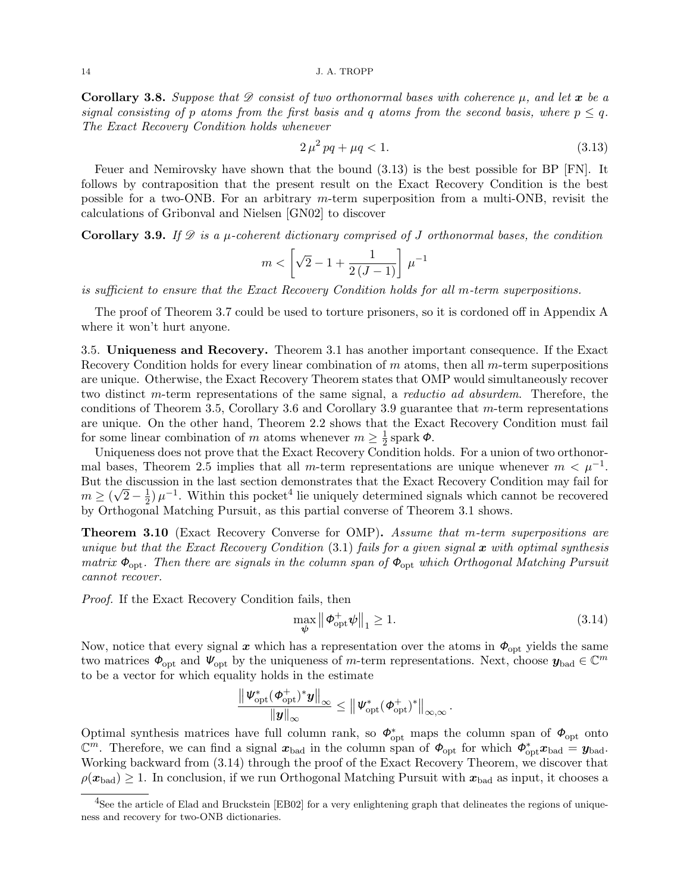**Corollary 3.8.** *Suppose that $\mathscr{D}$ consist of two orthonormal bases with coherence $\mu$, and let $\boldsymbol{x}$ be a signal consisting of $p$ atoms from the first basis and $q$ atoms from the second basis, where $p \le q$. The Exact Recovery Condition holds whenever*

$$2\,\mu^2\,pq + \mu q < 1. \tag{3.13}$$

Feuer and Nemirovsky have shown that the bound (3.13) is the best possible for BP [FN]. It follows by contraposition that the present result on the Exact Recovery Condition is the best possible for a two-ONB. For an arbitrary $m$-term superposition from a multi-ONB, revisit the calculations of Gribonval and Nielsen [GN02] to discover

**Corollary 3.9.** *If $\mathscr{D}$ is a $\mu$-coherent dictionary comprised of $J$ orthonormal bases, the condition*

$$m < \left[\sqrt{2} - 1 + \frac{1}{2\,(J-1)}\right]\,\mu^{-1}$$

*is sufficient to ensure that the Exact Recovery Condition holds for all $m$-term superpositions.*

The proof of Theorem 3.7 could be used to torture prisoners, so it is cordoned off in Appendix A where it won't hurt anyone.

3.5. **Uniqueness and Recovery.** Theorem 3.1 has another important consequence. If the Exact Recovery Condition holds for every linear combination of $m$ atoms, then all $m$-term superpositions are unique. Otherwise, the Exact Recovery Theorem states that OMP would simultaneously recover two distinct $m$-term representations of the same signal, a *reductio ad absurdem*. Therefore, the conditions of Theorem 3.5, Corollary 3.6 and Corollary 3.9 guarantee that $m$-term representations are unique. On the other hand, Theorem 2.2 shows that the Exact Recovery Condition must fail for some linear combination of $m$ atoms whenever $m \ge \frac{1}{2}\operatorname{spark}\boldsymbol{\Phi}$.

Uniqueness does not prove that the Exact Recovery Condition holds. For a union of two orthonormal bases, Theorem 2.5 implies that all $m$-term representations are unique whenever $m < \mu^{-1}$. But the discussion in the last section demonstrates that the Exact Recovery Condition may fail for $m \ge (\sqrt{2} - \frac{1}{2})\,\mu^{-1}$. Within this pocket[4] lie uniquely determined signals which cannot be recovered by Orthogonal Matching Pursuit, as this partial converse of Theorem 3.1 shows.

**Theorem 3.10** (Exact Recovery Converse for OMP)**.** *Assume that $m$-term superpositions are unique but that the Exact Recovery Condition (3.1) fails for a given signal $\boldsymbol{x}$ with optimal synthesis matrix $\boldsymbol{\Phi}_{\text{opt}}$. Then there are signals in the column span of $\boldsymbol{\Phi}_{\text{opt}}$ which Orthogonal Matching Pursuit cannot recover.*

*Proof.* If the Exact Recovery Condition fails, then

$$\max_{\boldsymbol{\psi}} \left\| \boldsymbol{\Phi}_{\text{opt}}^{+} \boldsymbol{\psi} \right\|_1 \ge 1. \tag{3.14}$$

Now, notice that every signal $\boldsymbol{x}$ which has a representation over the atoms in $\boldsymbol{\Phi}_{\text{opt}}$ yields the same two matrices $\boldsymbol{\Phi}_{\text{opt}}$ and $\boldsymbol{\Psi}_{\text{opt}}$ by the uniqueness of $m$-term representations. Next, choose $\boldsymbol{y}_{\text{bad}} \in \mathbb{C}^m$ to be a vector for which equality holds in the estimate

$$\frac{\left\| \boldsymbol{\Psi}_{\text{opt}}^{*} (\boldsymbol{\Phi}_{\text{opt}}^{+})^{*} \boldsymbol{y} \right\|_\infty}{\|\boldsymbol{y}\|_\infty} \le \left\| \boldsymbol{\Psi}_{\text{opt}}^{*} (\boldsymbol{\Phi}_{\text{opt}}^{+})^{*} \right\|_{\infty,\infty}.$$

Optimal synthesis matrices have full column rank, so $\boldsymbol{\Phi}_{\text{opt}}^{*}$ maps the column span of $\boldsymbol{\Phi}_{\text{opt}}$ onto $\mathbb{C}^m$. Therefore, we can find a signal $\boldsymbol{x}_{\text{bad}}$ in the column span of $\boldsymbol{\Phi}_{\text{opt}}$ for which $\boldsymbol{\Phi}_{\text{opt}}^{*} \boldsymbol{x}_{\text{bad}} = \boldsymbol{y}_{\text{bad}}$. Working backward from (3.14) through the proof of the Exact Recovery Theorem, we discover that $\rho(\boldsymbol{x}_{\text{bad}}) \ge 1$. In conclusion, if we run Orthogonal Matching Pursuit with $\boldsymbol{x}_{\text{bad}}$ as input, it chooses a

[4] See the article of Elad and Bruckstein [EB02] for a very enlightening graph that delineates the regions of uniqueness and recovery for two-ONB dictionaries.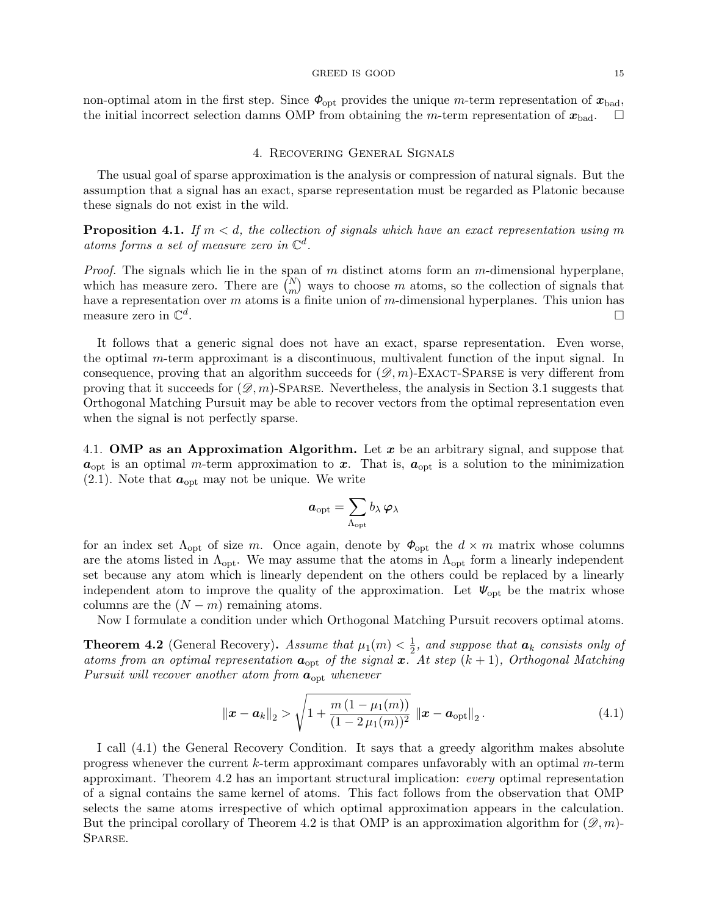non-optimal atom in the first step. Since $\boldsymbol{\Phi}_{\text{opt}}$ provides the unique $m$-term representation of $\boldsymbol{x}_{\text{bad}}$, the initial incorrect selection damns OMP from obtaining the $m$-term representation of $\boldsymbol{x}_{\text{bad}}$. $\square$

## 4. Recovering General Signals

The usual goal of sparse approximation is the analysis or compression of natural signals. But the assumption that a signal has an exact, sparse representation must be regarded as Platonic because these signals do not exist in the wild.

**Proposition 4.1.** *If $m < d$, the collection of signals which have an exact representation using $m$ atoms forms a set of measure zero in $\mathbb{C}^d$.*

*Proof.* The signals which lie in the span of $m$ distinct atoms form an $m$-dimensional hyperplane, which has measure zero. There are $\binom{N}{m}$ ways to choose $m$ atoms, so the collection of signals that have a representation over $m$ atoms is a finite union of $m$-dimensional hyperplanes. This union has measure zero in $\mathbb{C}^d$. $\square$

It follows that a generic signal does not have an exact, sparse representation. Even worse, the optimal $m$-term approximant is a discontinuous, multivalent function of the input signal. In consequence, proving that an algorithm succeeds for $(\mathscr{D}, m)$-Exact-Sparse is very different from proving that it succeeds for $(\mathscr{D}, m)$-Sparse. Nevertheless, the analysis in Section 3.1 suggests that Orthogonal Matching Pursuit may be able to recover vectors from the optimal representation even when the signal is not perfectly sparse.

### 4.1. OMP as an Approximation Algorithm.

Let $\boldsymbol{x}$ be an arbitrary signal, and suppose that $\boldsymbol{a}_{\text{opt}}$ is an optimal $m$-term approximation to $\boldsymbol{x}$. That is, $\boldsymbol{a}_{\text{opt}}$ is a solution to the minimization (2.1). Note that $\boldsymbol{a}_{\text{opt}}$ may not be unique. We write

$$\boldsymbol{a}_{\text{opt}} = \sum_{\Lambda_{\text{opt}}} b_\lambda \, \boldsymbol{\varphi}_\lambda$$

for an index set $\Lambda_{\text{opt}}$ of size $m$. Once again, denote by $\boldsymbol{\Phi}_{\text{opt}}$ the $d \times m$ matrix whose columns are the atoms listed in $\Lambda_{\text{opt}}$. We may assume that the atoms in $\Lambda_{\text{opt}}$ form a linearly independent set because any atom which is linearly dependent on the others could be replaced by a linearly independent atom to improve the quality of the approximation. Let $\boldsymbol{\Psi}_{\text{opt}}$ be the matrix whose columns are the $(N - m)$ remaining atoms.

Now I formulate a condition under which Orthogonal Matching Pursuit recovers optimal atoms.

**Theorem 4.2** (General Recovery)**.** *Assume that $\mu_1(m) < \frac{1}{2}$, and suppose that $\boldsymbol{a}_k$ consists only of atoms from an optimal representation $\boldsymbol{a}_{\text{opt}}$ of the signal $\boldsymbol{x}$. At step $(k+1)$, Orthogonal Matching Pursuit will recover another atom from $\boldsymbol{a}_{\text{opt}}$ whenever*

$$\|\boldsymbol{x} - \boldsymbol{a}_k\|_2 > \sqrt{1 + \frac{m\,(1 - \mu_1(m))}{(1 - 2\,\mu_1(m))^2}} \; \|\boldsymbol{x} - \boldsymbol{a}_{\text{opt}}\|_2 \,. \tag{4.1}$$

I call (4.1) the General Recovery Condition. It says that a greedy algorithm makes absolute progress whenever the current $k$-term approximant compares unfavorably with an optimal $m$-term approximant. Theorem 4.2 has an important structural implication: *every* optimal representation of a signal contains the same kernel of atoms. This fact follows from the observation that OMP selects the same atoms irrespective of which optimal approximation appears in the calculation. But the principal corollary of Theorem 4.2 is that OMP is an approximation algorithm for $(\mathscr{D}, m)$-Sparse.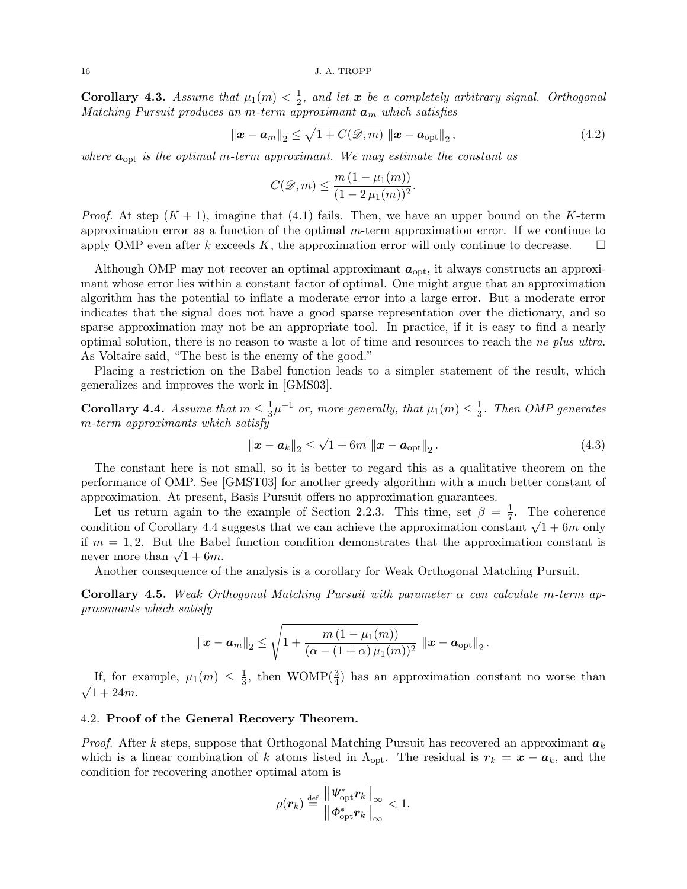**Corollary 4.3.** *Assume that $\mu_1(m) < \frac{1}{2}$, and let $\boldsymbol{x}$ be a completely arbitrary signal. Orthogonal Matching Pursuit produces an $m$-term approximant $\boldsymbol{a}_m$ which satisfies*

$$\|\boldsymbol{x} - \boldsymbol{a}_m\|_2 \leq \sqrt{1 + C(\mathscr{D}, m)}\ \|\boldsymbol{x} - \boldsymbol{a}_{\text{opt}}\|_2\,, \tag{4.2}$$

*where $\boldsymbol{a}_{\text{opt}}$ is the optimal $m$-term approximant. We may estimate the constant as*

$$C(\mathscr{D}, m) \leq \frac{m\,(1 - \mu_1(m))}{(1 - 2\,\mu_1(m))^2}.$$

*Proof.* At step $(K+1)$, imagine that (4.1) fails. Then, we have an upper bound on the $K$-term approximation error as a function of the optimal $m$-term approximation error. If we continue to apply OMP even after $k$ exceeds $K$, the approximation error will only continue to decrease. □

Although OMP may not recover an optimal approximant $\boldsymbol{a}_{\text{opt}}$, it always constructs an approximant whose error lies within a constant factor of optimal. One might argue that an approximation algorithm has the potential to inflate a moderate error into a large error. But a moderate error indicates that the signal does not have a good sparse representation over the dictionary, and so sparse approximation may not be an appropriate tool. In practice, if it is easy to find a nearly optimal solution, there is no reason to waste a lot of time and resources to reach the *ne plus ultra.* As Voltaire said, "The best is the enemy of the good."

Placing a restriction on the Babel function leads to a simpler statement of the result, which generalizes and improves the work in [GMS03].

**Corollary 4.4.** *Assume that $m \leq \frac{1}{3}\mu^{-1}$ or, more generally, that $\mu_1(m) \leq \frac{1}{3}$. Then OMP generates $m$-term approximants which satisfy*

$$\|\boldsymbol{x} - \boldsymbol{a}_k\|_2 \leq \sqrt{1 + 6m}\ \|\boldsymbol{x} - \boldsymbol{a}_{\text{opt}}\|_2\,. \tag{4.3}$$

The constant here is not small, so it is better to regard this as a qualitative theorem on the performance of OMP. See [GMST03] for another greedy algorithm with a much better constant of approximation. At present, Basis Pursuit offers no approximation guarantees.

Let us return again to the example of Section 2.2.3. This time, set $\beta = \frac{1}{7}$. The coherence condition of Corollary 4.4 suggests that we can achieve the approximation constant $\sqrt{1+6m}$ only if $m = 1, 2$. But the Babel function condition demonstrates that the approximation constant is never more than $\sqrt{1+6m}$.

Another consequence of the analysis is a corollary for Weak Orthogonal Matching Pursuit.

**Corollary 4.5.** *Weak Orthogonal Matching Pursuit with parameter $\alpha$ can calculate $m$-term approximants which satisfy*

$$\|\boldsymbol{x} - \boldsymbol{a}_m\|_2 \leq \sqrt{1 + \frac{m\,(1 - \mu_1(m))}{(\alpha - (1+\alpha)\,\mu_1(m))^2}}\ \|\boldsymbol{x} - \boldsymbol{a}_{\text{opt}}\|_2\,.$$

If, for example, $\mu_1(m) \leq \frac{1}{3}$, then WOMP($\frac{3}{4}$) has an approximation constant no worse than $\sqrt{1+24m}$.

### 4.2. **Proof of the General Recovery Theorem.**

*Proof.* After $k$ steps, suppose that Orthogonal Matching Pursuit has recovered an approximant $\boldsymbol{a}_k$ which is a linear combination of $k$ atoms listed in $\Lambda_{\text{opt}}$. The residual is $\boldsymbol{r}_k = \boldsymbol{x} - \boldsymbol{a}_k$, and the condition for recovering another optimal atom is

$$\rho(\boldsymbol{r}_k) \stackrel{\text{def}}{=} \frac{\left\|\,\boldsymbol{\Psi}_{\text{opt}}^*\boldsymbol{r}_k\right\|_\infty}{\left\|\,\boldsymbol{\Phi}_{\text{opt}}^*\boldsymbol{r}_k\right\|_\infty} < 1.$$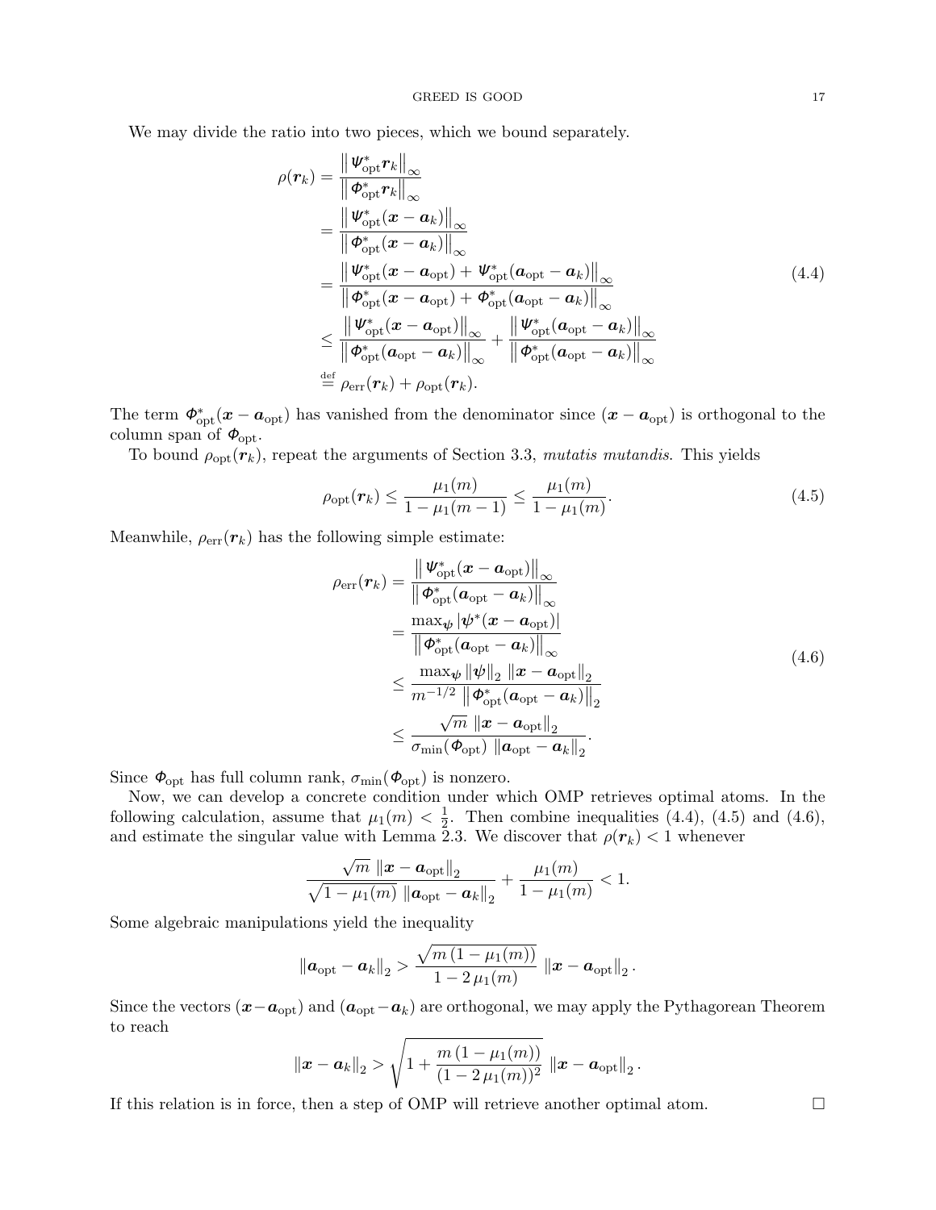We may divide the ratio into two pieces, which we bound separately.

$$
\begin{aligned}
\rho(\boldsymbol{r}_k) &= \frac{\left\| \boldsymbol{\Psi}_{\text{opt}}^* \boldsymbol{r}_k \right\|_\infty}{\left\| \boldsymbol{\Phi}_{\text{opt}}^* \boldsymbol{r}_k \right\|_\infty} \\
&= \frac{\left\| \boldsymbol{\Psi}_{\text{opt}}^* (\boldsymbol{x} - \boldsymbol{a}_k) \right\|_\infty}{\left\| \boldsymbol{\Phi}_{\text{opt}}^* (\boldsymbol{x} - \boldsymbol{a}_k) \right\|_\infty} \\
&= \frac{\left\| \boldsymbol{\Psi}_{\text{opt}}^* (\boldsymbol{x} - \boldsymbol{a}_{\text{opt}}) + \boldsymbol{\Psi}_{\text{opt}}^* (\boldsymbol{a}_{\text{opt}} - \boldsymbol{a}_k) \right\|_\infty}{\left\| \boldsymbol{\Phi}_{\text{opt}}^* (\boldsymbol{x} - \boldsymbol{a}_{\text{opt}}) + \boldsymbol{\Phi}_{\text{opt}}^* (\boldsymbol{a}_{\text{opt}} - \boldsymbol{a}_k) \right\|_\infty} \\
&\leq \frac{\left\| \boldsymbol{\Psi}_{\text{opt}}^* (\boldsymbol{x} - \boldsymbol{a}_{\text{opt}}) \right\|_\infty}{\left\| \boldsymbol{\Phi}_{\text{opt}}^* (\boldsymbol{a}_{\text{opt}} - \boldsymbol{a}_k) \right\|_\infty} + \frac{\left\| \boldsymbol{\Psi}_{\text{opt}}^* (\boldsymbol{a}_{\text{opt}} - \boldsymbol{a}_k) \right\|_\infty}{\left\| \boldsymbol{\Phi}_{\text{opt}}^* (\boldsymbol{a}_{\text{opt}} - \boldsymbol{a}_k) \right\|_\infty} \\
&\stackrel{\text{def}}{=} \rho_{\text{err}}(\boldsymbol{r}_k) + \rho_{\text{opt}}(\boldsymbol{r}_k).
\end{aligned}
\tag{4.4}
$$

The term $\boldsymbol{\Phi}_{\text{opt}}^* (\boldsymbol{x} - \boldsymbol{a}_{\text{opt}})$ has vanished from the denominator since $(\boldsymbol{x} - \boldsymbol{a}_{\text{opt}})$ is orthogonal to the column span of $\boldsymbol{\Phi}_{\text{opt}}$.

To bound $\rho_{\text{opt}}(\boldsymbol{r}_k)$, repeat the arguments of Section 3.3, *mutatis mutandis*. This yields

$$
\rho_{\text{opt}}(\boldsymbol{r}_k) \leq \frac{\mu_1(m)}{1 - \mu_1(m-1)} \leq \frac{\mu_1(m)}{1 - \mu_1(m)}. \tag{4.5}
$$

Meanwhile, $\rho_{\text{err}}(\boldsymbol{r}_k)$ has the following simple estimate:

$$
\begin{aligned}
\rho_{\text{err}}(\boldsymbol{r}_k) &= \frac{\left\| \boldsymbol{\Psi}_{\text{opt}}^* (\boldsymbol{x} - \boldsymbol{a}_{\text{opt}}) \right\|_\infty}{\left\| \boldsymbol{\Phi}_{\text{opt}}^* (\boldsymbol{a}_{\text{opt}} - \boldsymbol{a}_k) \right\|_\infty} \\
&= \frac{\max_{\boldsymbol{\psi}} \left| \boldsymbol{\psi}^* (\boldsymbol{x} - \boldsymbol{a}_{\text{opt}}) \right|}{\left\| \boldsymbol{\Phi}_{\text{opt}}^* (\boldsymbol{a}_{\text{opt}} - \boldsymbol{a}_k) \right\|_\infty} \\
&\leq \frac{\max_{\boldsymbol{\psi}} \left\| \boldsymbol{\psi} \right\|_2 \left\| \boldsymbol{x} - \boldsymbol{a}_{\text{opt}} \right\|_2}{m^{-1/2} \left\| \boldsymbol{\Phi}_{\text{opt}}^* (\boldsymbol{a}_{\text{opt}} - \boldsymbol{a}_k) \right\|_2} \\
&\leq \frac{\sqrt{m} \left\| \boldsymbol{x} - \boldsymbol{a}_{\text{opt}} \right\|_2}{\sigma_{\min}(\boldsymbol{\Phi}_{\text{opt}}) \left\| \boldsymbol{a}_{\text{opt}} - \boldsymbol{a}_k \right\|_2}.
\end{aligned}
\tag{4.6}
$$

Since $\boldsymbol{\Phi}_{\text{opt}}$ has full column rank, $\sigma_{\min}(\boldsymbol{\Phi}_{\text{opt}})$ is nonzero.

Now, we can develop a concrete condition under which OMP retrieves optimal atoms. In the following calculation, assume that $\mu_1(m) < \frac{1}{2}$. Then combine inequalities (4.4), (4.5) and (4.6), and estimate the singular value with Lemma 2.3. We discover that $\rho(\boldsymbol{r}_k) < 1$ whenever

$$
\frac{\sqrt{m} \left\| \boldsymbol{x} - \boldsymbol{a}_{\text{opt}} \right\|_2}{\sqrt{1 - \mu_1(m)} \left\| \boldsymbol{a}_{\text{opt}} - \boldsymbol{a}_k \right\|_2} + \frac{\mu_1(m)}{1 - \mu_1(m)} < 1.
$$

Some algebraic manipulations yield the inequality

$$
\left\| \boldsymbol{a}_{\text{opt}} - \boldsymbol{a}_k \right\|_2 > \frac{\sqrt{m\,(1 - \mu_1(m))}}{1 - 2\,\mu_1(m)} \left\| \boldsymbol{x} - \boldsymbol{a}_{\text{opt}} \right\|_2.
$$

Since the vectors $(\boldsymbol{x} - \boldsymbol{a}_{\text{opt}})$ and $(\boldsymbol{a}_{\text{opt}} - \boldsymbol{a}_k)$ are orthogonal, we may apply the Pythagorean Theorem to reach

$$
\left\| \boldsymbol{x} - \boldsymbol{a}_k \right\|_2 > \sqrt{1 + \frac{m\,(1 - \mu_1(m))}{(1 - 2\,\mu_1(m))^2}} \left\| \boldsymbol{x} - \boldsymbol{a}_{\text{opt}} \right\|_2.
$$

If this relation is in force, then a step of OMP will retrieve another optimal atom. □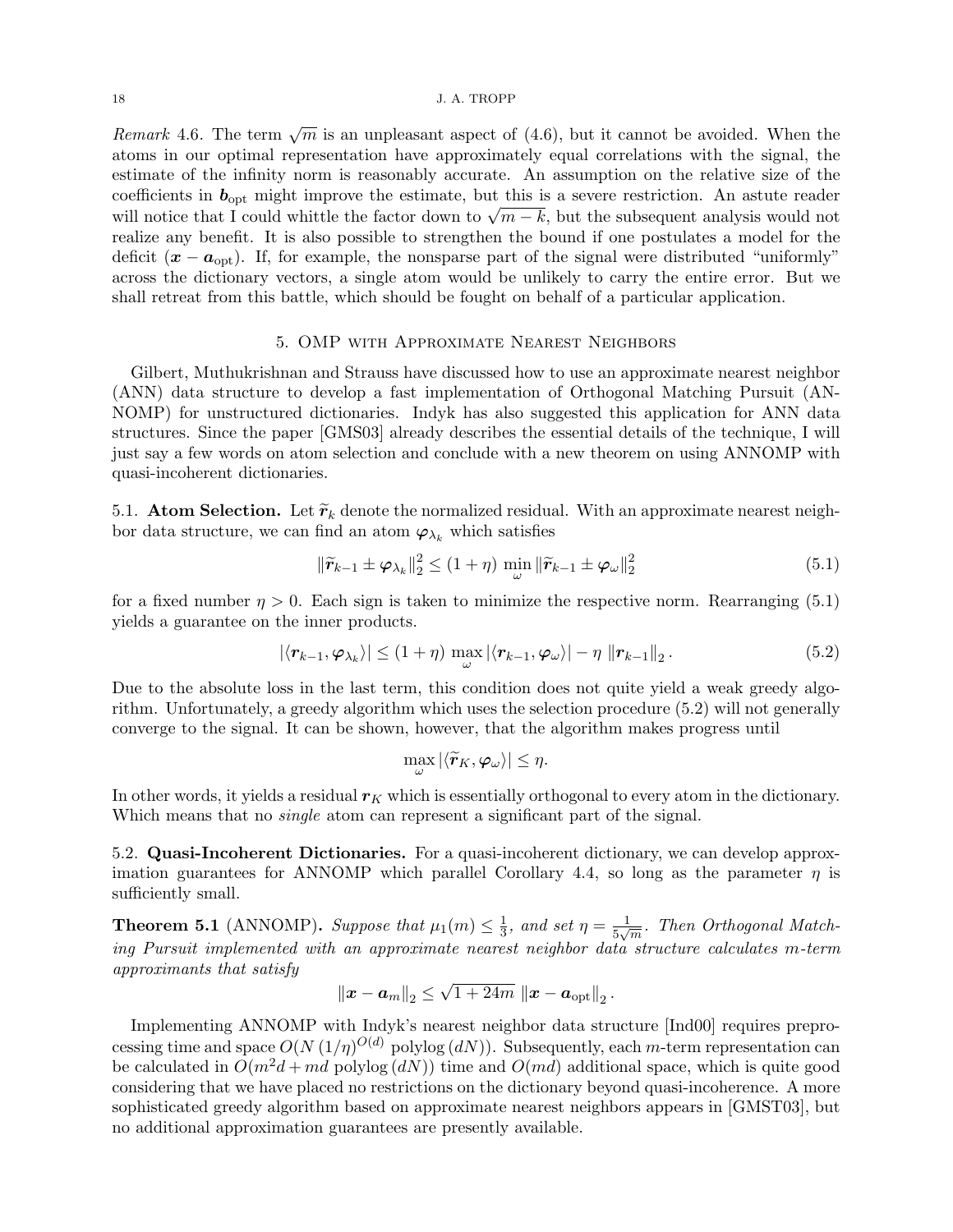*Remark* 4.6. The term $\sqrt{m}$ is an unpleasant aspect of (4.6), but it cannot be avoided. When the atoms in our optimal representation have approximately equal correlations with the signal, the estimate of the infinity norm is reasonably accurate. An assumption on the relative size of the coefficients in $\boldsymbol{b}_{\text{opt}}$ might improve the estimate, but this is a severe restriction. An astute reader will notice that I could whittle the factor down to $\sqrt{m-k}$, but the subsequent analysis would not realize any benefit. It is also possible to strengthen the bound if one postulates a model for the deficit $(\boldsymbol{x} - \boldsymbol{a}_{\text{opt}})$. If, for example, the nonsparse part of the signal were distributed "uniformly" across the dictionary vectors, a single atom would be unlikely to carry the entire error. But we shall retreat from this battle, which should be fought on behalf of a particular application.

## 5. OMP with Approximate Nearest Neighbors

Gilbert, Muthukrishnan and Strauss have discussed how to use an approximate nearest neighbor (ANN) data structure to develop a fast implementation of Orthogonal Matching Pursuit (ANNOMP) for unstructured dictionaries. Indyk has also suggested this application for ANN data structures. Since the paper [GMS03] already describes the essential details of the technique, I will just say a few words on atom selection and conclude with a new theorem on using ANNOMP with quasi-incoherent dictionaries.

**5.1. Atom Selection.** Let $\widetilde{\boldsymbol{r}}_k$ denote the normalized residual. With an approximate nearest neighbor data structure, we can find an atom $\boldsymbol{\varphi}_{\lambda_k}$ which satisfies

$$\|\widetilde{\boldsymbol{r}}_{k-1} \pm \boldsymbol{\varphi}_{\lambda_k}\|_2^2 \leq (1+\eta) \min_{\omega} \|\widetilde{\boldsymbol{r}}_{k-1} \pm \boldsymbol{\varphi}_{\omega}\|_2^2 \tag{5.1}$$

for a fixed number $\eta > 0$. Each sign is taken to minimize the respective norm. Rearranging (5.1) yields a guarantee on the inner products.

$$|\langle \boldsymbol{r}_{k-1}, \boldsymbol{\varphi}_{\lambda_k} \rangle| \leq (1+\eta) \max_{\omega} |\langle \boldsymbol{r}_{k-1}, \boldsymbol{\varphi}_{\omega} \rangle| - \eta \, \|\boldsymbol{r}_{k-1}\|_2 \, . \tag{5.2}$$

Due to the absolute loss in the last term, this condition does not quite yield a weak greedy algorithm. Unfortunately, a greedy algorithm which uses the selection procedure (5.2) will not generally converge to the signal. It can be shown, however, that the algorithm makes progress until

$$\max_{\omega} |\langle \widetilde{\boldsymbol{r}}_K, \boldsymbol{\varphi}_{\omega} \rangle| \leq \eta.$$

In other words, it yields a residual $\boldsymbol{r}_K$ which is essentially orthogonal to every atom in the dictionary. Which means that no *single* atom can represent a significant part of the signal.

**5.2. Quasi-Incoherent Dictionaries.** For a quasi-incoherent dictionary, we can develop approximation guarantees for ANNOMP which parallel Corollary 4.4, so long as the parameter $\eta$ is sufficiently small.

**Theorem 5.1** (ANNOMP)**.** *Suppose that $\mu_1(m) \leq \frac{1}{3}$, and set $\eta = \frac{1}{5\sqrt{m}}$. Then Orthogonal Matching Pursuit implemented with an approximate nearest neighbor data structure calculates $m$-term approximants that satisfy*

$$\|\boldsymbol{x} - \boldsymbol{a}_m\|_2 \leq \sqrt{1 + 24m} \, \|\boldsymbol{x} - \boldsymbol{a}_{\text{opt}}\|_2 \, .$$

Implementing ANNOMP with Indyk's nearest neighbor data structure [Ind00] requires preprocessing time and space $O(N \, (1/\eta)^{O(d)} \text{ polylog}\,(dN))$. Subsequently, each $m$-term representation can be calculated in $O(m^2 d + md \text{ polylog}\,(dN))$ time and $O(md)$ additional space, which is quite good considering that we have placed no restrictions on the dictionary beyond quasi-incoherence. A more sophisticated greedy algorithm based on approximate nearest neighbors appears in [GMST03], but no additional approximation guarantees are presently available.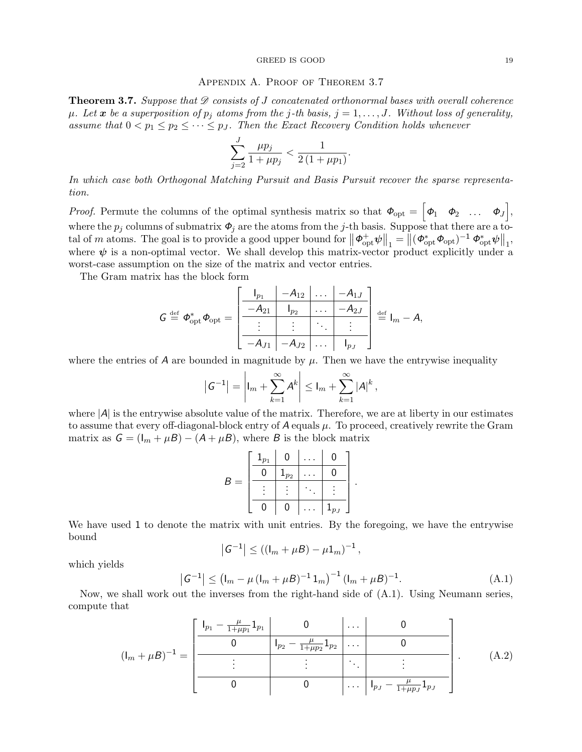## Appendix A. Proof of Theorem 3.7

**Theorem 3.7.** *Suppose that $\mathscr{D}$ consists of $J$ concatenated orthonormal bases with overall coherence $\mu$. Let $\boldsymbol{x}$ be a superposition of $p_j$ atoms from the $j$-th basis, $j = 1, \dots, J$. Without loss of generality, assume that $0 < p_1 \le p_2 \le \dots \le p_J$. Then the Exact Recovery Condition holds whenever*

$$\sum_{j=2}^{J} \frac{\mu p_j}{1 + \mu p_j} < \frac{1}{2\,(1 + \mu p_1)}.$$

*In which case both Orthogonal Matching Pursuit and Basis Pursuit recover the sparse representation.*

*Proof.* Permute the columns of the optimal synthesis matrix so that $\Phi_{\text{opt}} = \begin{bmatrix} \Phi_1 & \Phi_2 & \dots & \Phi_J \end{bmatrix}$, where the $p_j$ columns of submatrix $\Phi_j$ are the atoms from the $j$-th basis. Suppose that there are a total of $m$ atoms. The goal is to provide a good upper bound for $\left\| \Phi_{\text{opt}}^{+} \psi \right\|_1 = \left\| (\Phi_{\text{opt}}^{*} \Phi_{\text{opt}})^{-1} \Phi_{\text{opt}}^{*} \psi \right\|_1$, where $\psi$ is a non-optimal vector. We shall develop this matrix-vector product explicitly under a worst-case assumption on the size of the matrix and vector entries.

The Gram matrix has the block form

$$G \overset{\text{def}}{=} \Phi_{\text{opt}}^{*} \Phi_{\text{opt}} = \left[ \begin{array}{c|c|c|c} \mathsf{I}_{p_1} & -A_{12} & \dots & -A_{1J} \\ \hline -A_{21} & \mathsf{I}_{p_2} & \dots & -A_{2J} \\ \hline \vdots & \vdots & \ddots & \vdots \\ \hline -A_{J1} & -A_{J2} & \dots & \mathsf{I}_{p_J} \end{array} \right] \overset{\text{def}}{=} \mathsf{I}_m - A,$$

where the entries of $A$ are bounded in magnitude by $\mu$. Then we have the entrywise inequality

$$\left| G^{-1} \right| = \left| \mathsf{I}_m + \sum_{k=1}^{\infty} A^k \right| \le \mathsf{I}_m + \sum_{k=1}^{\infty} |A|^k,$$

where $|A|$ is the entrywise absolute value of the matrix. Therefore, we are at liberty in our estimates to assume that every off-diagonal-block entry of $A$ equals $\mu$. To proceed, creatively rewrite the Gram matrix as $G = (\mathsf{I}_m + \mu B) - (A + \mu B)$, where $B$ is the block matrix

$$B = \left[ \begin{array}{c|c|c|c} \mathbf{1}_{p_1} & 0 & \dots & 0 \\ \hline 0 & \mathbf{1}_{p_2} & \dots & 0 \\ \hline \vdots & \vdots & \ddots & \vdots \\ \hline 0 & 0 & \dots & \mathbf{1}_{p_J} \end{array} \right].$$

We have used $\mathbf{1}$ to denote the matrix with unit entries. By the foregoing, we have the entrywise bound

$$\left| G^{-1} \right| \le \left( (\mathsf{I}_m + \mu B) - \mu \mathbf{1}_m \right)^{-1},$$

which yields

$$\left| G^{-1} \right| \le \left( \mathsf{I}_m - \mu \,(\mathsf{I}_m + \mu B)^{-1} \mathbf{1}_m \right)^{-1} (\mathsf{I}_m + \mu B)^{-1}. \tag{A.1}$$

Now, we shall work out the inverses from the right-hand side of (A.1). Using Neumann series, compute that

$$(\mathsf{I}_m + \mu B)^{-1} = \left[ \begin{array}{c|c|c|c} \mathsf{I}_{p_1} - \frac{\mu}{1+\mu p_1} \mathbf{1}_{p_1} & 0 & \dots & 0 \\ \hline 0 & \mathsf{I}_{p_2} - \frac{\mu}{1+\mu p_2} \mathbf{1}_{p_2} & \dots & 0 \\ \hline \vdots & \vdots & \ddots & \vdots \\ \hline 0 & 0 & \dots & \mathsf{I}_{p_J} - \frac{\mu}{1+\mu p_J} \mathbf{1}_{p_J} \end{array} \right]. \tag{A.2}$$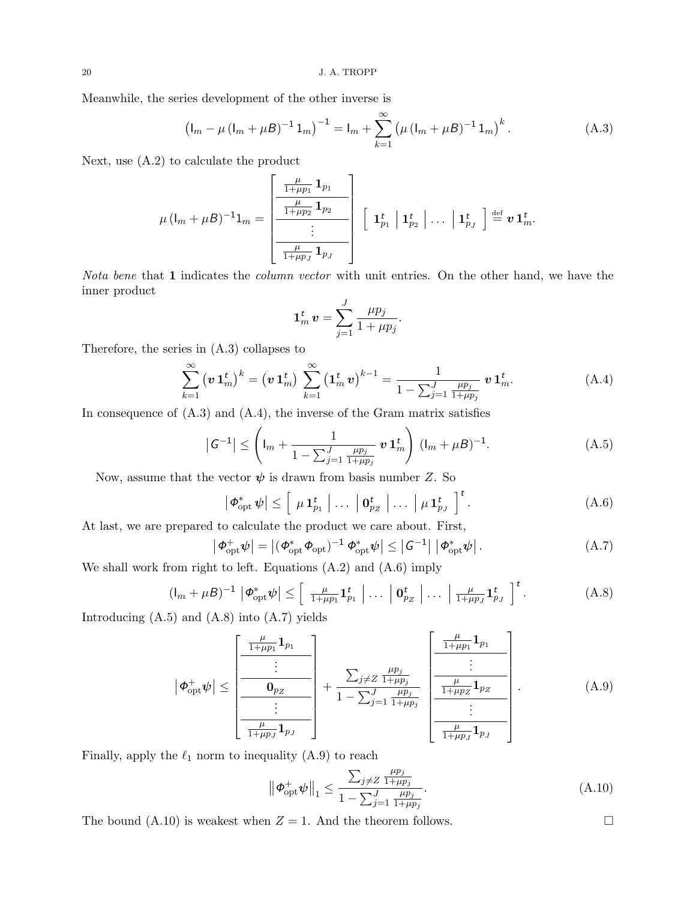Meanwhile, the series development of the other inverse is

$$\left(\mathsf{I}_m - \mu\,(\mathsf{I}_m + \mu \mathsf{B})^{-1}\,\mathsf{1}_m\right)^{-1} = \mathsf{I}_m + \sum_{k=1}^{\infty} \left(\mu\,(\mathsf{I}_m + \mu \mathsf{B})^{-1}\,\mathsf{1}_m\right)^k. \tag{A.3}$$

Next, use (A.2) to calculate the product

$$\mu\,(\mathsf{I}_m + \mu \mathsf{B})^{-1}\mathsf{1}_m = \left[\begin{array}{c} \frac{\mu}{1+\mu p_1}\,\mathbf{1}_{p_1} \\ \hline \frac{\mu}{1+\mu p_2}\,\mathbf{1}_{p_2} \\ \hline \vdots \\ \hline \frac{\mu}{1+\mu p_J}\,\mathbf{1}_{p_J} \end{array}\right] \left[\begin{array}{c|c|c|c} \mathbf{1}_{p_1}^t & \mathbf{1}_{p_2}^t & \dots & \mathbf{1}_{p_J}^t \end{array}\right] \stackrel{\text{def}}{=} \boldsymbol{v}\,\mathbf{1}_m^t.$$

*Nota bene* that $\mathbf{1}$ indicates the *column vector* with unit entries. On the other hand, we have the inner product

$$\mathbf{1}_m^t\,\boldsymbol{v} = \sum_{j=1}^{J} \frac{\mu p_j}{1 + \mu p_j}.$$

Therefore, the series in (A.3) collapses to

$$\sum_{k=1}^{\infty} \left(\boldsymbol{v}\,\mathbf{1}_m^t\right)^k = \left(\boldsymbol{v}\,\mathbf{1}_m^t\right) \sum_{k=1}^{\infty} \left(\mathbf{1}_m^t\,\boldsymbol{v}\right)^{k-1} = \frac{1}{1 - \sum_{j=1}^{J} \frac{\mu p_j}{1+\mu p_j}}\,\boldsymbol{v}\,\mathbf{1}_m^t. \tag{A.4}$$

In consequence of (A.3) and (A.4), the inverse of the Gram matrix satisfies

$$\left|\mathsf{G}^{-1}\right| \le \left(\mathsf{I}_m + \frac{1}{1 - \sum_{j=1}^{J} \frac{\mu p_j}{1+\mu p_j}}\,\boldsymbol{v}\,\mathbf{1}_m^t\right)\,(\mathsf{I}_m + \mu \mathsf{B})^{-1}. \tag{A.5}$$

Now, assume that the vector $\boldsymbol{\psi}$ is drawn from basis number $Z$. So

$$\left|\boldsymbol{\Phi}_{\text{opt}}^*\,\boldsymbol{\psi}\right| \le \left[\begin{array}{c|c|c|c|c} \mu\,\mathbf{1}_{p_1}^t & \dots & \mathbf{0}_{p_Z}^t & \dots & \mu\,\mathbf{1}_{p_J}^t \end{array}\right]^t. \tag{A.6}$$

At last, we are prepared to calculate the product we care about. First,

$$\left|\boldsymbol{\Phi}_{\text{opt}}^+\boldsymbol{\psi}\right| = \left|(\boldsymbol{\Phi}_{\text{opt}}^*\boldsymbol{\Phi}_{\text{opt}})^{-1}\,\boldsymbol{\Phi}_{\text{opt}}^*\boldsymbol{\psi}\right| \le \left|\mathsf{G}^{-1}\right|\,\left|\boldsymbol{\Phi}_{\text{opt}}^*\boldsymbol{\psi}\right|. \tag{A.7}$$

We shall work from right to left. Equations (A.2) and (A.6) imply

$$(\mathsf{I}_m + \mu \mathsf{B})^{-1}\,\left|\boldsymbol{\Phi}_{\text{opt}}^*\boldsymbol{\psi}\right| \le \left[\begin{array}{c|c|c|c|c} \frac{\mu}{1+\mu p_1}\mathbf{1}_{p_1}^t & \dots & \mathbf{0}_{p_Z}^t & \dots & \frac{\mu}{1+\mu p_J}\mathbf{1}_{p_J}^t \end{array}\right]^t. \tag{A.8}$$

Introducing (A.5) and (A.8) into (A.7) yields

$$\left|\boldsymbol{\Phi}_{\text{opt}}^+\boldsymbol{\psi}\right| \le \left[\begin{array}{c} \frac{\mu}{1+\mu p_1}\mathbf{1}_{p_1} \\ \hline \vdots \\ \hline \mathbf{0}_{p_Z} \\ \hline \vdots \\ \hline \frac{\mu}{1+\mu p_J}\mathbf{1}_{p_J} \end{array}\right] + \frac{\sum_{j \ne Z} \frac{\mu p_j}{1+\mu p_j}}{1 - \sum_{j=1}^{J} \frac{\mu p_j}{1+\mu p_j}} \left[\begin{array}{c} \frac{\mu}{1+\mu p_1}\mathbf{1}_{p_1} \\ \hline \vdots \\ \hline \frac{\mu}{1+\mu p_Z}\mathbf{1}_{p_Z} \\ \hline \vdots \\ \hline \frac{\mu}{1+\mu p_J}\mathbf{1}_{p_J} \end{array}\right]. \tag{A.9}$$

Finally, apply the $\ell_1$ norm to inequality (A.9) to reach

$$\left\|\boldsymbol{\Phi}_{\text{opt}}^+\boldsymbol{\psi}\right\|_1 \le \frac{\sum_{j \ne Z} \frac{\mu p_j}{1+\mu p_j}}{1 - \sum_{j=1}^{J} \frac{\mu p_j}{1+\mu p_j}}. \tag{A.10}$$

The bound (A.10) is weakest when $Z = 1$. And the theorem follows. □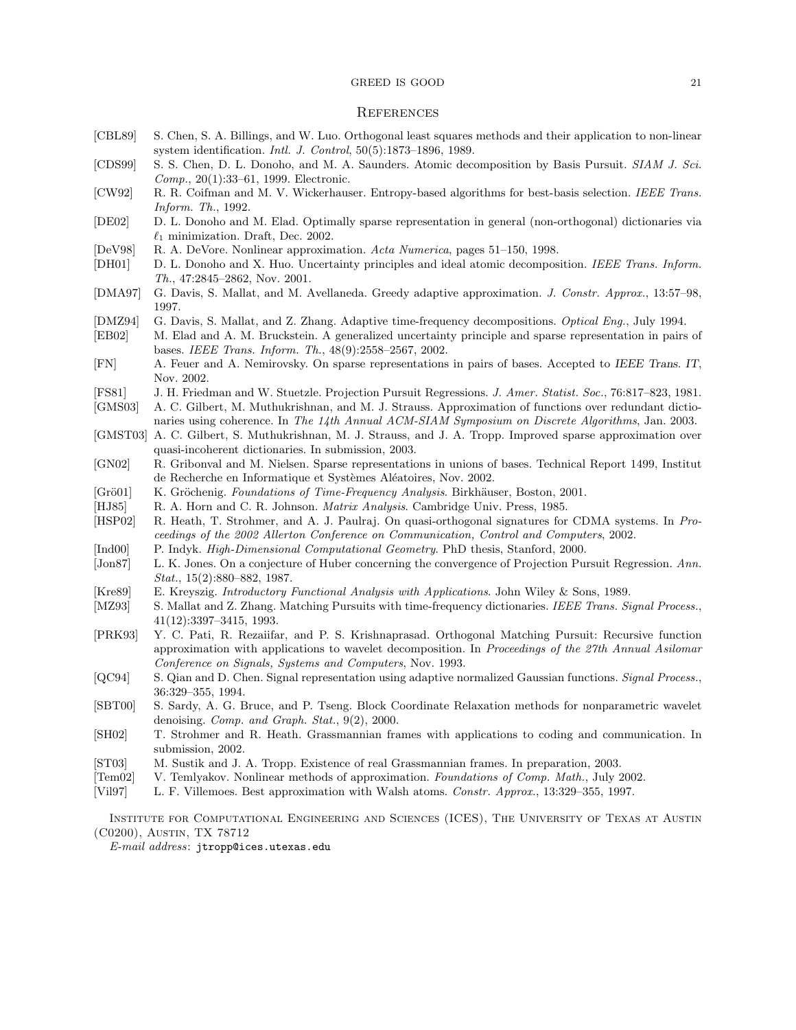## References

[CBL89] S. Chen, S. A. Billings, and W. Luo. Orthogonal least squares methods and their application to non-linear system identification. *Intl. J. Control*, 50(5):1873–1896, 1989.

[CDS99] S. S. Chen, D. L. Donoho, and M. A. Saunders. Atomic decomposition by Basis Pursuit. *SIAM J. Sci. Comp.*, 20(1):33–61, 1999. Electronic.

[CW92] R. R. Coifman and M. V. Wickerhauser. Entropy-based algorithms for best-basis selection. *IEEE Trans. Inform. Th.*, 1992.

[DE02] D. L. Donoho and M. Elad. Optimally sparse representation in general (non-orthogonal) dictionaries via $\ell_1$ minimization. Draft, Dec. 2002.

[DeV98] R. A. DeVore. Nonlinear approximation. *Acta Numerica*, pages 51–150, 1998.

[DH01] D. L. Donoho and X. Huo. Uncertainty principles and ideal atomic decomposition. *IEEE Trans. Inform. Th.*, 47:2845–2862, Nov. 2001.

[DMA97] G. Davis, S. Mallat, and M. Avellaneda. Greedy adaptive approximation. *J. Constr. Approx.*, 13:57–98, 1997.

[DMZ94] G. Davis, S. Mallat, and Z. Zhang. Adaptive time-frequency decompositions. *Optical Eng.*, July 1994.

[EB02] M. Elad and A. M. Bruckstein. A generalized uncertainty principle and sparse representation in pairs of bases. *IEEE Trans. Inform. Th.*, 48(9):2558–2567, 2002.

[FN] A. Feuer and A. Nemirovsky. On sparse representations in pairs of bases. Accepted to *IEEE Trans. IT*, Nov. 2002.

[FS81] J. H. Friedman and W. Stuetzle. Projection Pursuit Regressions. *J. Amer. Statist. Soc.*, 76:817–823, 1981.

[GMS03] A. C. Gilbert, M. Muthukrishnan, and M. J. Strauss. Approximation of functions over redundant dictionaries using coherence. In *The 14th Annual ACM-SIAM Symposium on Discrete Algorithms*, Jan. 2003.

[GMST03] A. C. Gilbert, S. Muthukrishnan, M. J. Strauss, and J. A. Tropp. Improved sparse approximation over quasi-incoherent dictionaries. In submission, 2003.

[GN02] R. Gribonval and M. Nielsen. Sparse representations in unions of bases. Technical Report 1499, Institut de Recherche en Informatique et Systèmes Aléatoires, Nov. 2002.

[Grö01] K. Gröchenig. *Foundations of Time-Frequency Analysis*. Birkhäuser, Boston, 2001.

[HJ85] R. A. Horn and C. R. Johnson. *Matrix Analysis*. Cambridge Univ. Press, 1985.

[HSP02] R. Heath, T. Strohmer, and A. J. Paulraj. On quasi-orthogonal signatures for CDMA systems. In *Proceedings of the 2002 Allerton Conference on Communication, Control and Computers*, 2002.

[Ind00] P. Indyk. *High-Dimensional Computational Geometry*. PhD thesis, Stanford, 2000.

[Jon87] L. K. Jones. On a conjecture of Huber concerning the convergence of Projection Pursuit Regression. *Ann. Stat.*, 15(2):880–882, 1987.

[Kre89] E. Kreyszig. *Introductory Functional Analysis with Applications*. John Wiley & Sons, 1989.

[MZ93] S. Mallat and Z. Zhang. Matching Pursuits with time-frequency dictionaries. *IEEE Trans. Signal Process.*, 41(12):3397–3415, 1993.

[PRK93] Y. C. Pati, R. Rezaiifar, and P. S. Krishnaprasad. Orthogonal Matching Pursuit: Recursive function approximation with applications to wavelet decomposition. In *Proceedings of the 27th Annual Asilomar Conference on Signals, Systems and Computers*, Nov. 1993.

[QC94] S. Qian and D. Chen. Signal representation using adaptive normalized Gaussian functions. *Signal Process.*, 36:329–355, 1994.

[SBT00] S. Sardy, A. G. Bruce, and P. Tseng. Block Coordinate Relaxation methods for nonparametric wavelet denoising. *Comp. and Graph. Stat.*, 9(2), 2000.

[SH02] T. Strohmer and R. Heath. Grassmannian frames with applications to coding and communication. In submission, 2002.

[ST03] M. Sustik and J. A. Tropp. Existence of real Grassmannian frames. In preparation, 2003.

[Tem02] V. Temlyakov. Nonlinear methods of approximation. *Foundations of Comp. Math.*, July 2002.

[Vil97] L. F. Villemoes. Best approximation with Walsh atoms. *Constr. Approx.*, 13:329–355, 1997.

Institute for Computational Engineering and Sciences (ICES), The University of Texas at Austin (C0200), Austin, TX 78712

*E-mail address*: `jtropp@ices.utexas.edu`